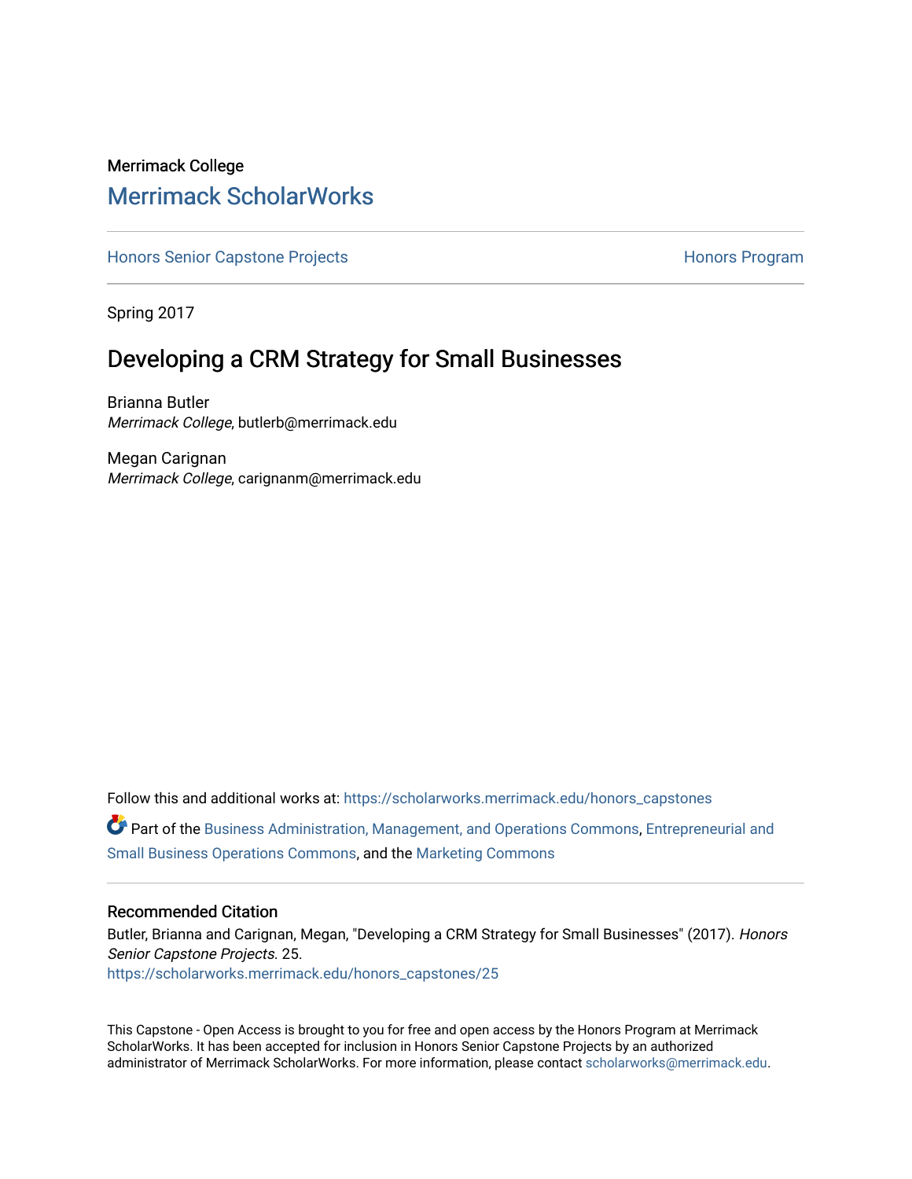Merrimack College

# Merrimack ScholarWorks

Honors Senior Capstone Projects | Honors Program

Spring 2017

## Developing a CRM Strategy for Small Businesses

Brianna Butler
*Merrimack College*, butlerb@merrimack.edu

Megan Carignan
*Merrimack College*, carignanm@merrimack.edu

Follow this and additional works at: https://scholarworks.merrimack.edu/honors_capstones

Part of the Business Administration, Management, and Operations Commons, Entrepreneurial and Small Business Operations Commons, and the Marketing Commons

### Recommended Citation

Butler, Brianna and Carignan, Megan, "Developing a CRM Strategy for Small Businesses" (2017). *Honors Senior Capstone Projects*. 25.
https://scholarworks.merrimack.edu/honors_capstones/25

This Capstone - Open Access is brought to you for free and open access by the Honors Program at Merrimack ScholarWorks. It has been accepted for inclusion in Honors Senior Capstone Projects by an authorized administrator of Merrimack ScholarWorks. For more information, please contact scholarworks@merrimack.edu.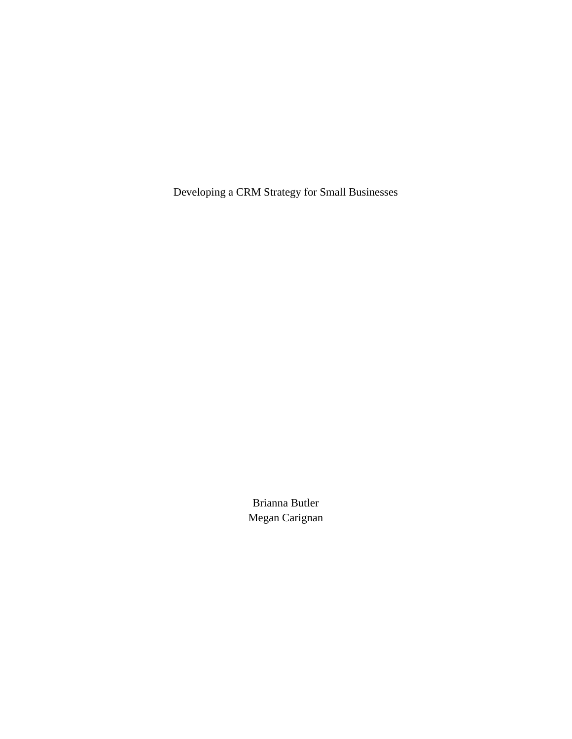Developing a CRM Strategy for Small Businesses

Brianna Butler
Megan Carignan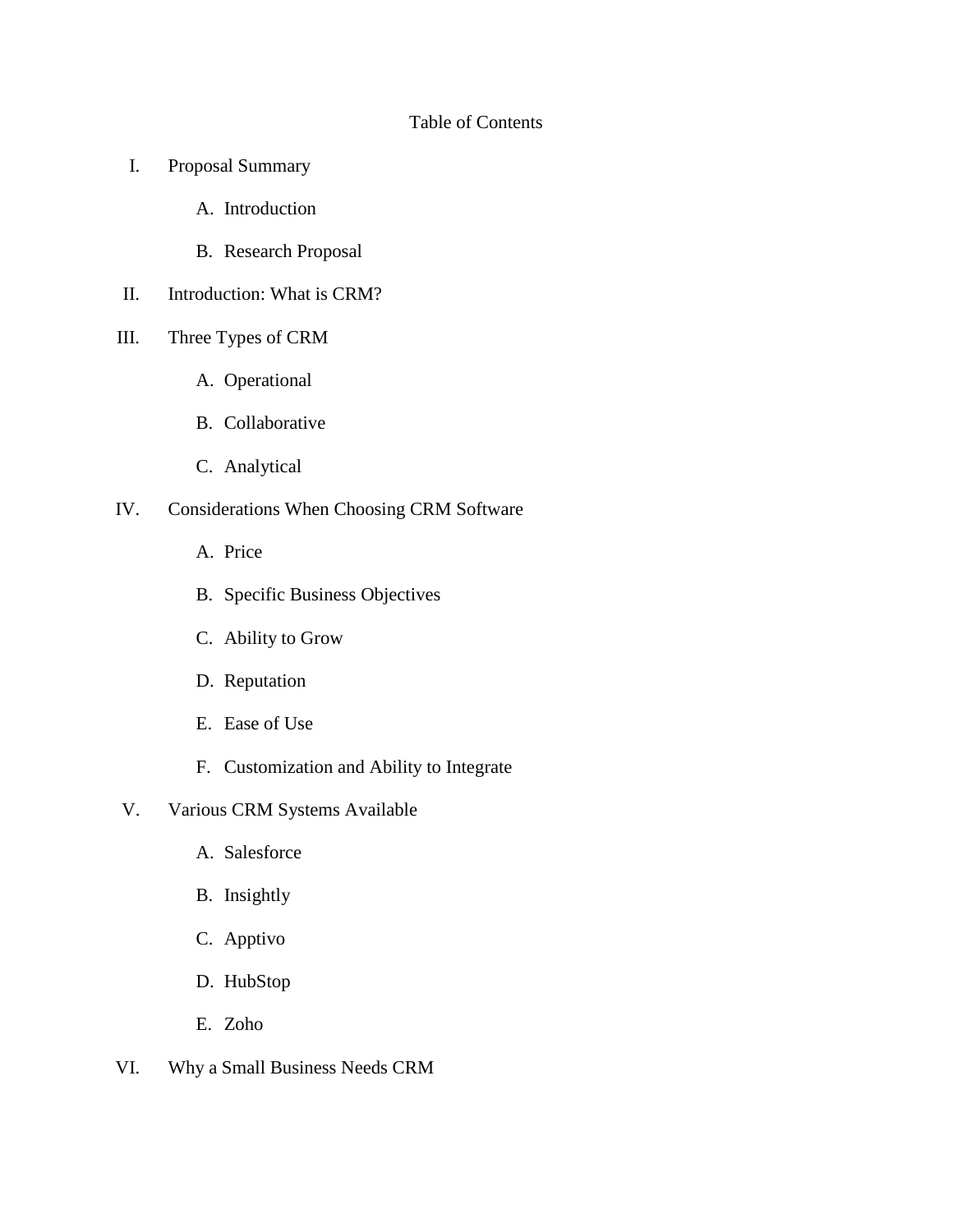# Table of Contents

I. Proposal Summary

   A. Introduction

   B. Research Proposal

II. Introduction: What is CRM?

III. Three Types of CRM

   A. Operational

   B. Collaborative

   C. Analytical

IV. Considerations When Choosing CRM Software

   A. Price

   B. Specific Business Objectives

   C. Ability to Grow

   D. Reputation

   E. Ease of Use

   F. Customization and Ability to Integrate

V. Various CRM Systems Available

   A. Salesforce

   B. Insightly

   C. Apptivo

   D. HubStop

   E. Zoho

VI. Why a Small Business Needs CRM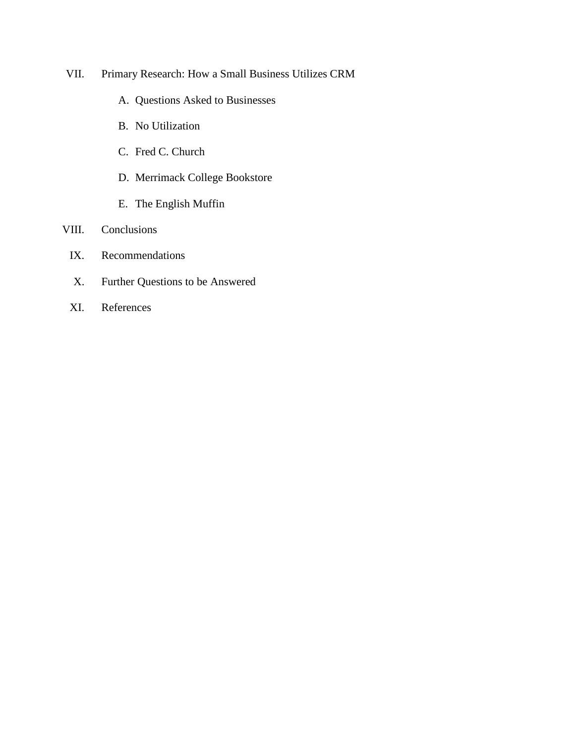VII. Primary Research: How a Small Business Utilizes CRM

   A. Questions Asked to Businesses

   B. No Utilization

   C. Fred C. Church

   D. Merrimack College Bookstore

   E. The English Muffin

VIII. Conclusions

IX. Recommendations

X. Further Questions to be Answered

XI. References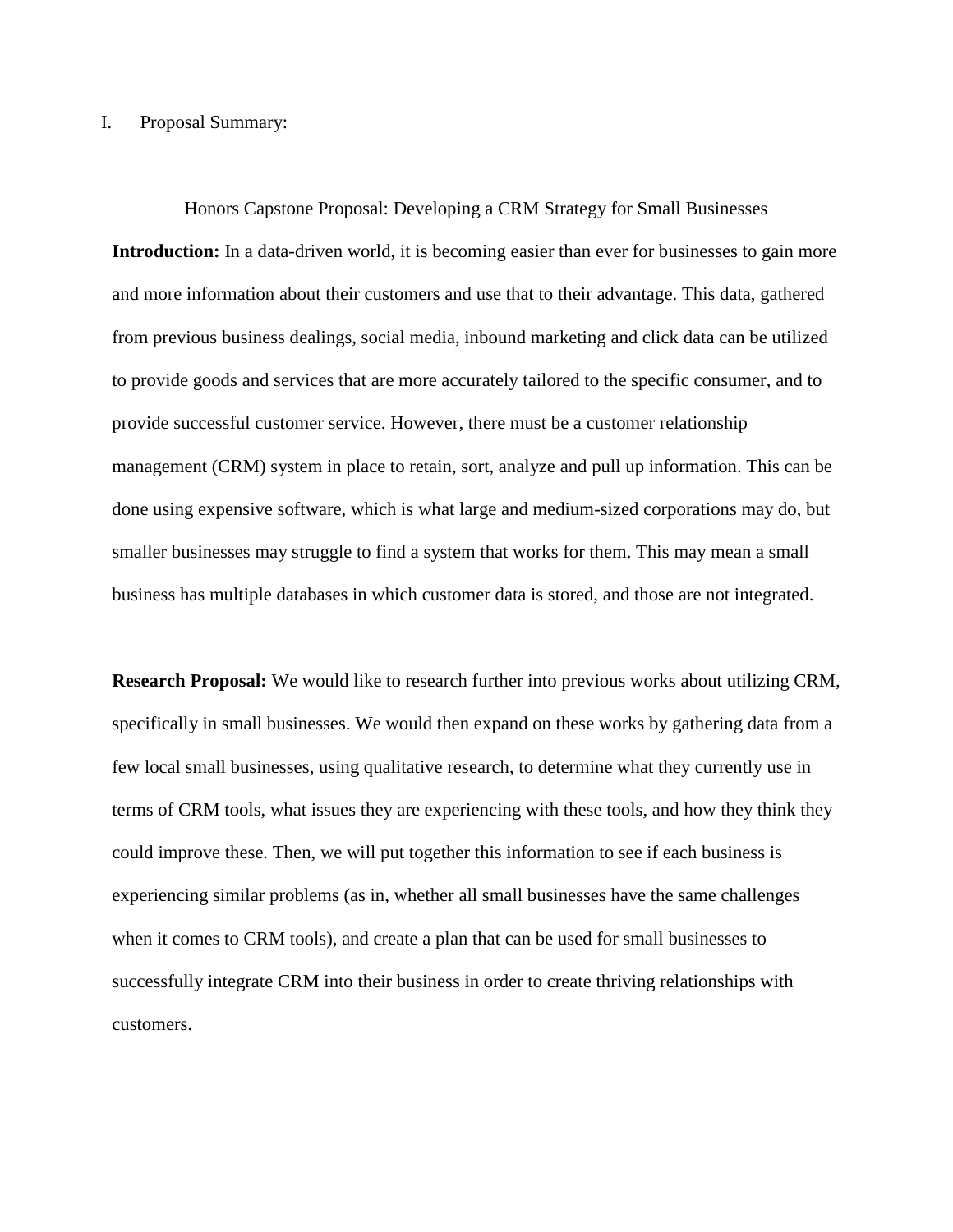I. Proposal Summary:

Honors Capstone Proposal: Developing a CRM Strategy for Small Businesses

**Introduction:** In a data-driven world, it is becoming easier than ever for businesses to gain more and more information about their customers and use that to their advantage. This data, gathered from previous business dealings, social media, inbound marketing and click data can be utilized to provide goods and services that are more accurately tailored to the specific consumer, and to provide successful customer service. However, there must be a customer relationship management (CRM) system in place to retain, sort, analyze and pull up information. This can be done using expensive software, which is what large and medium-sized corporations may do, but smaller businesses may struggle to find a system that works for them. This may mean a small business has multiple databases in which customer data is stored, and those are not integrated.

**Research Proposal:** We would like to research further into previous works about utilizing CRM, specifically in small businesses. We would then expand on these works by gathering data from a few local small businesses, using qualitative research, to determine what they currently use in terms of CRM tools, what issues they are experiencing with these tools, and how they think they could improve these. Then, we will put together this information to see if each business is experiencing similar problems (as in, whether all small businesses have the same challenges when it comes to CRM tools), and create a plan that can be used for small businesses to successfully integrate CRM into their business in order to create thriving relationships with customers.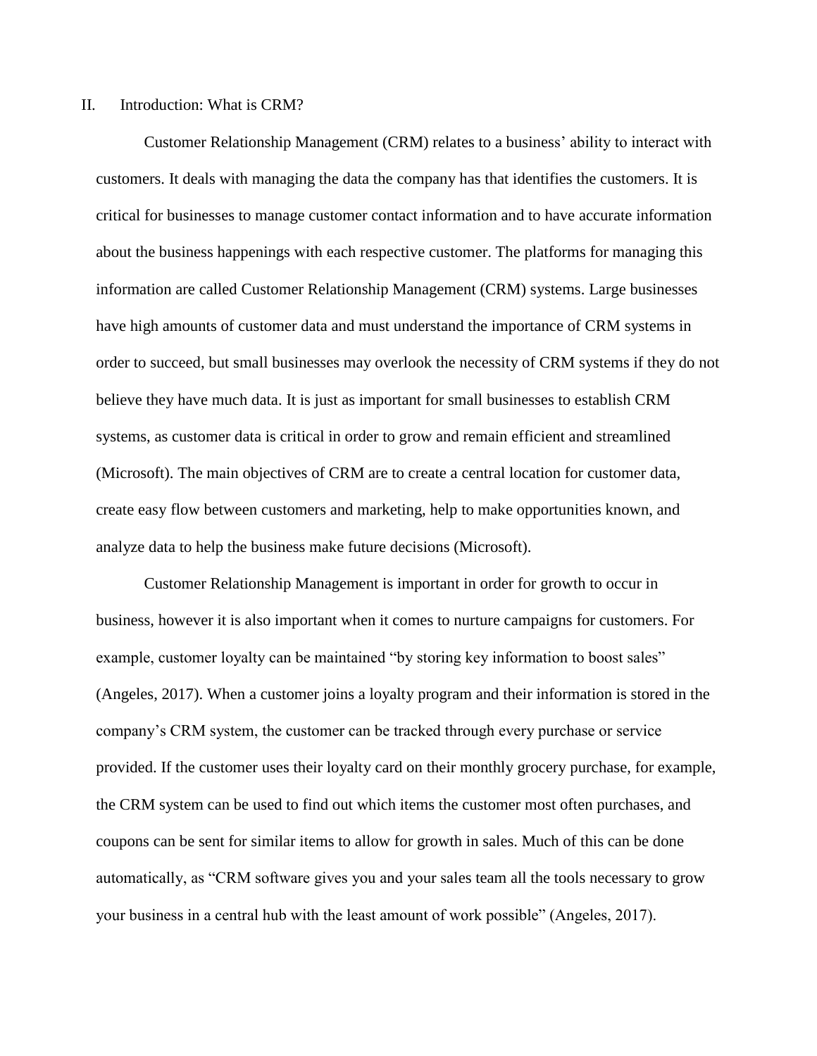## II. Introduction: What is CRM?

Customer Relationship Management (CRM) relates to a business' ability to interact with customers. It deals with managing the data the company has that identifies the customers. It is critical for businesses to manage customer contact information and to have accurate information about the business happenings with each respective customer. The platforms for managing this information are called Customer Relationship Management (CRM) systems. Large businesses have high amounts of customer data and must understand the importance of CRM systems in order to succeed, but small businesses may overlook the necessity of CRM systems if they do not believe they have much data. It is just as important for small businesses to establish CRM systems, as customer data is critical in order to grow and remain efficient and streamlined (Microsoft). The main objectives of CRM are to create a central location for customer data, create easy flow between customers and marketing, help to make opportunities known, and analyze data to help the business make future decisions (Microsoft).

Customer Relationship Management is important in order for growth to occur in business, however it is also important when it comes to nurture campaigns for customers. For example, customer loyalty can be maintained "by storing key information to boost sales" (Angeles, 2017). When a customer joins a loyalty program and their information is stored in the company's CRM system, the customer can be tracked through every purchase or service provided. If the customer uses their loyalty card on their monthly grocery purchase, for example, the CRM system can be used to find out which items the customer most often purchases, and coupons can be sent for similar items to allow for growth in sales. Much of this can be done automatically, as "CRM software gives you and your sales team all the tools necessary to grow your business in a central hub with the least amount of work possible" (Angeles, 2017).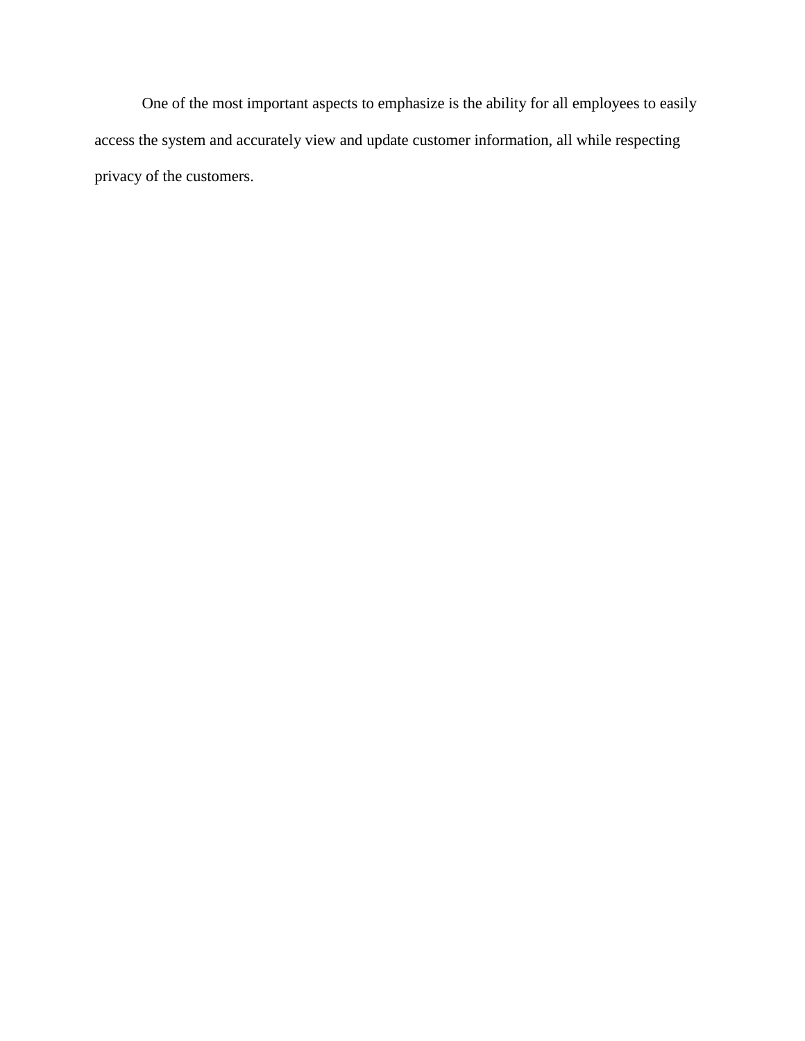One of the most important aspects to emphasize is the ability for all employees to easily access the system and accurately view and update customer information, all while respecting privacy of the customers.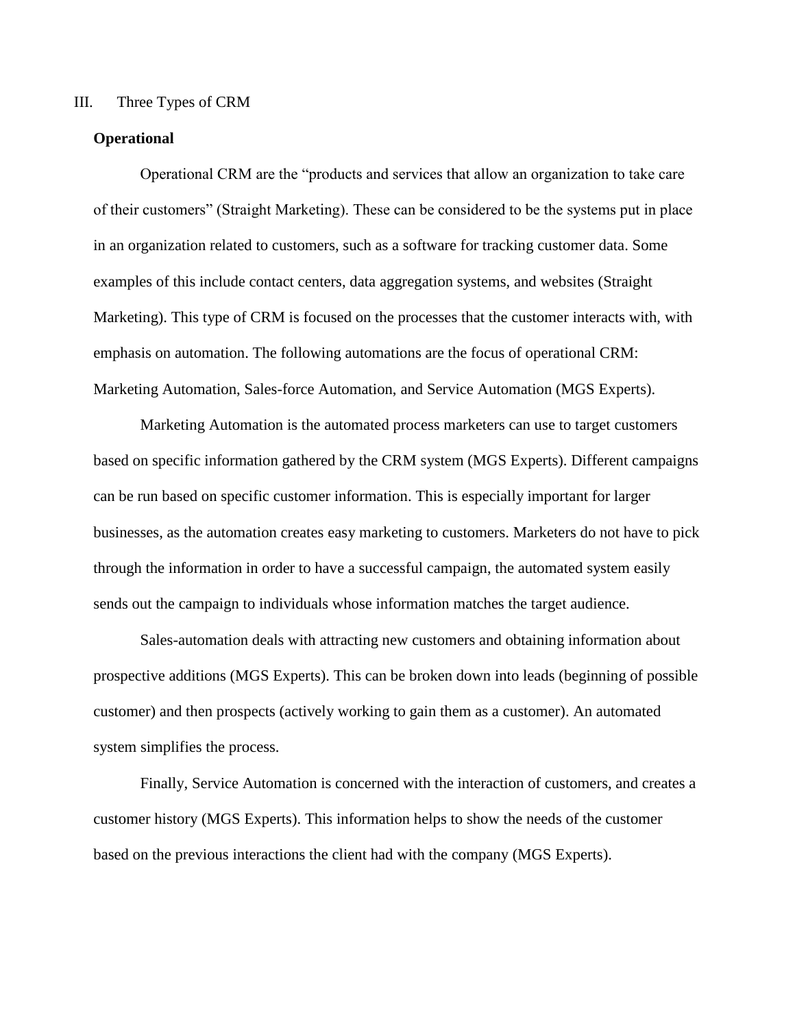## III. Three Types of CRM

### Operational

Operational CRM are the "products and services that allow an organization to take care of their customers" (Straight Marketing). These can be considered to be the systems put in place in an organization related to customers, such as a software for tracking customer data. Some examples of this include contact centers, data aggregation systems, and websites (Straight Marketing). This type of CRM is focused on the processes that the customer interacts with, with emphasis on automation. The following automations are the focus of operational CRM: Marketing Automation, Sales-force Automation, and Service Automation (MGS Experts).

Marketing Automation is the automated process marketers can use to target customers based on specific information gathered by the CRM system (MGS Experts). Different campaigns can be run based on specific customer information. This is especially important for larger businesses, as the automation creates easy marketing to customers. Marketers do not have to pick through the information in order to have a successful campaign, the automated system easily sends out the campaign to individuals whose information matches the target audience.

Sales-automation deals with attracting new customers and obtaining information about prospective additions (MGS Experts). This can be broken down into leads (beginning of possible customer) and then prospects (actively working to gain them as a customer). An automated system simplifies the process.

Finally, Service Automation is concerned with the interaction of customers, and creates a customer history (MGS Experts). This information helps to show the needs of the customer based on the previous interactions the client had with the company (MGS Experts).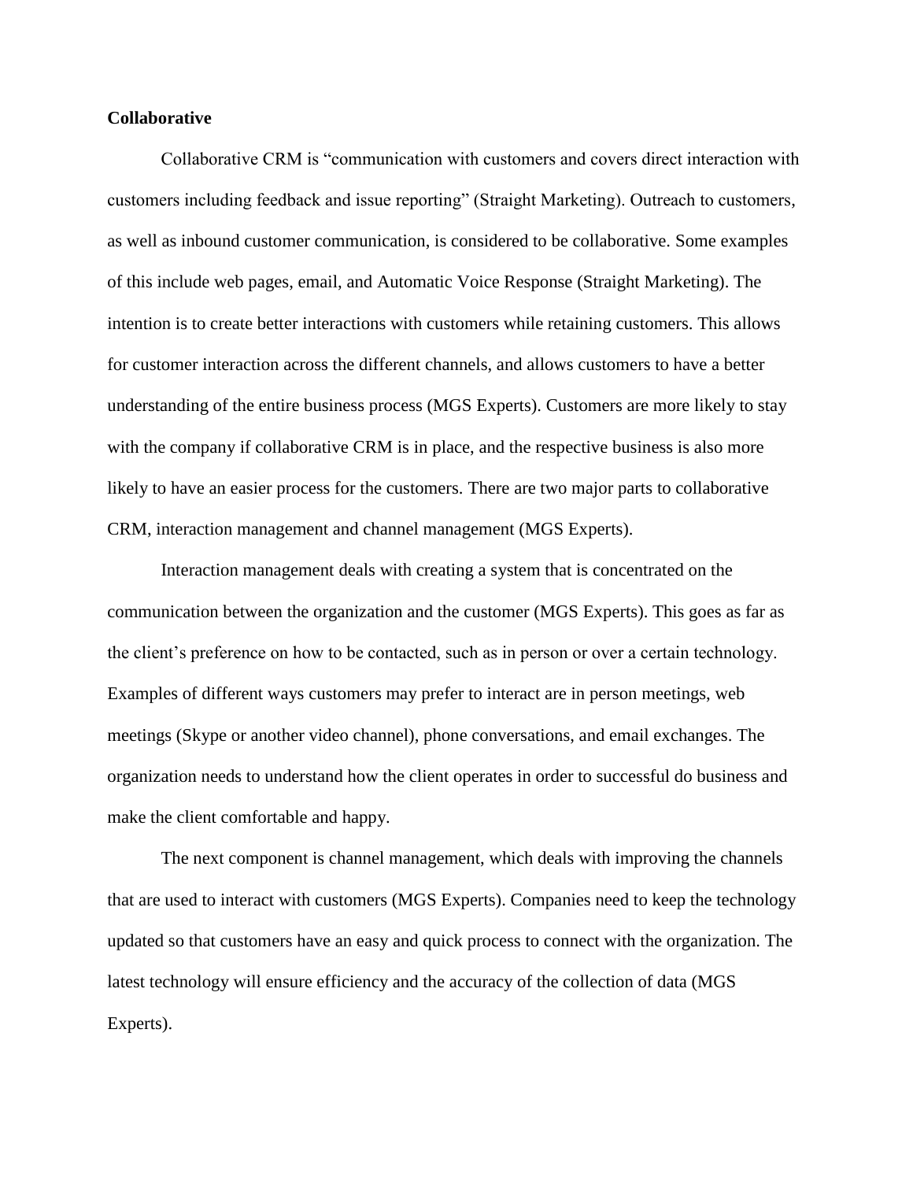**Collaborative**

Collaborative CRM is "communication with customers and covers direct interaction with customers including feedback and issue reporting" (Straight Marketing). Outreach to customers, as well as inbound customer communication, is considered to be collaborative. Some examples of this include web pages, email, and Automatic Voice Response (Straight Marketing). The intention is to create better interactions with customers while retaining customers. This allows for customer interaction across the different channels, and allows customers to have a better understanding of the entire business process (MGS Experts). Customers are more likely to stay with the company if collaborative CRM is in place, and the respective business is also more likely to have an easier process for the customers. There are two major parts to collaborative CRM, interaction management and channel management (MGS Experts).

Interaction management deals with creating a system that is concentrated on the communication between the organization and the customer (MGS Experts). This goes as far as the client's preference on how to be contacted, such as in person or over a certain technology. Examples of different ways customers may prefer to interact are in person meetings, web meetings (Skype or another video channel), phone conversations, and email exchanges. The organization needs to understand how the client operates in order to successful do business and make the client comfortable and happy.

The next component is channel management, which deals with improving the channels that are used to interact with customers (MGS Experts). Companies need to keep the technology updated so that customers have an easy and quick process to connect with the organization. The latest technology will ensure efficiency and the accuracy of the collection of data (MGS Experts).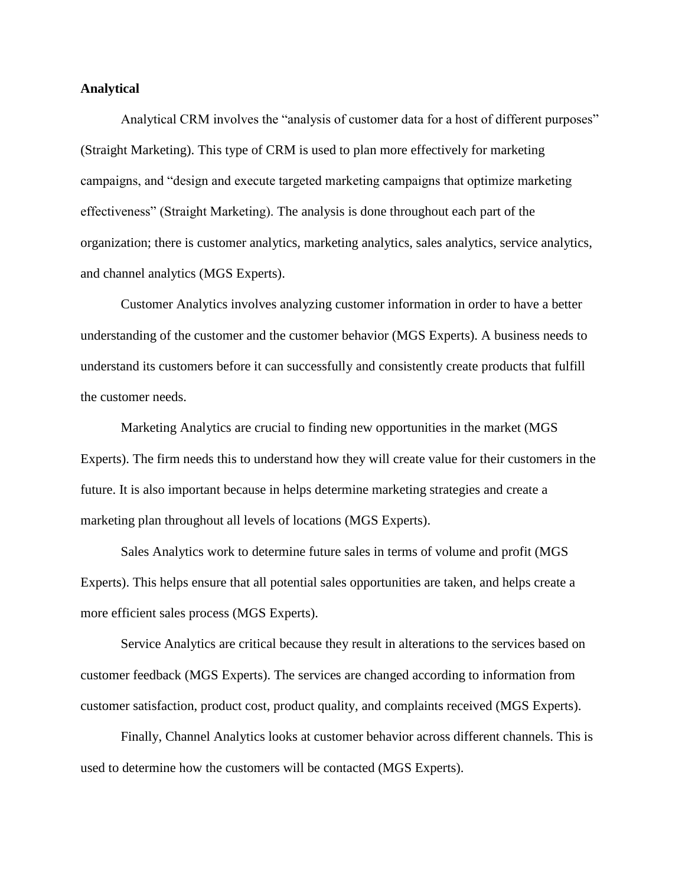**Analytical**

Analytical CRM involves the "analysis of customer data for a host of different purposes" (Straight Marketing). This type of CRM is used to plan more effectively for marketing campaigns, and "design and execute targeted marketing campaigns that optimize marketing effectiveness" (Straight Marketing). The analysis is done throughout each part of the organization; there is customer analytics, marketing analytics, sales analytics, service analytics, and channel analytics (MGS Experts).

Customer Analytics involves analyzing customer information in order to have a better understanding of the customer and the customer behavior (MGS Experts). A business needs to understand its customers before it can successfully and consistently create products that fulfill the customer needs.

Marketing Analytics are crucial to finding new opportunities in the market (MGS Experts). The firm needs this to understand how they will create value for their customers in the future. It is also important because in helps determine marketing strategies and create a marketing plan throughout all levels of locations (MGS Experts).

Sales Analytics work to determine future sales in terms of volume and profit (MGS Experts). This helps ensure that all potential sales opportunities are taken, and helps create a more efficient sales process (MGS Experts).

Service Analytics are critical because they result in alterations to the services based on customer feedback (MGS Experts). The services are changed according to information from customer satisfaction, product cost, product quality, and complaints received (MGS Experts).

Finally, Channel Analytics looks at customer behavior across different channels. This is used to determine how the customers will be contacted (MGS Experts).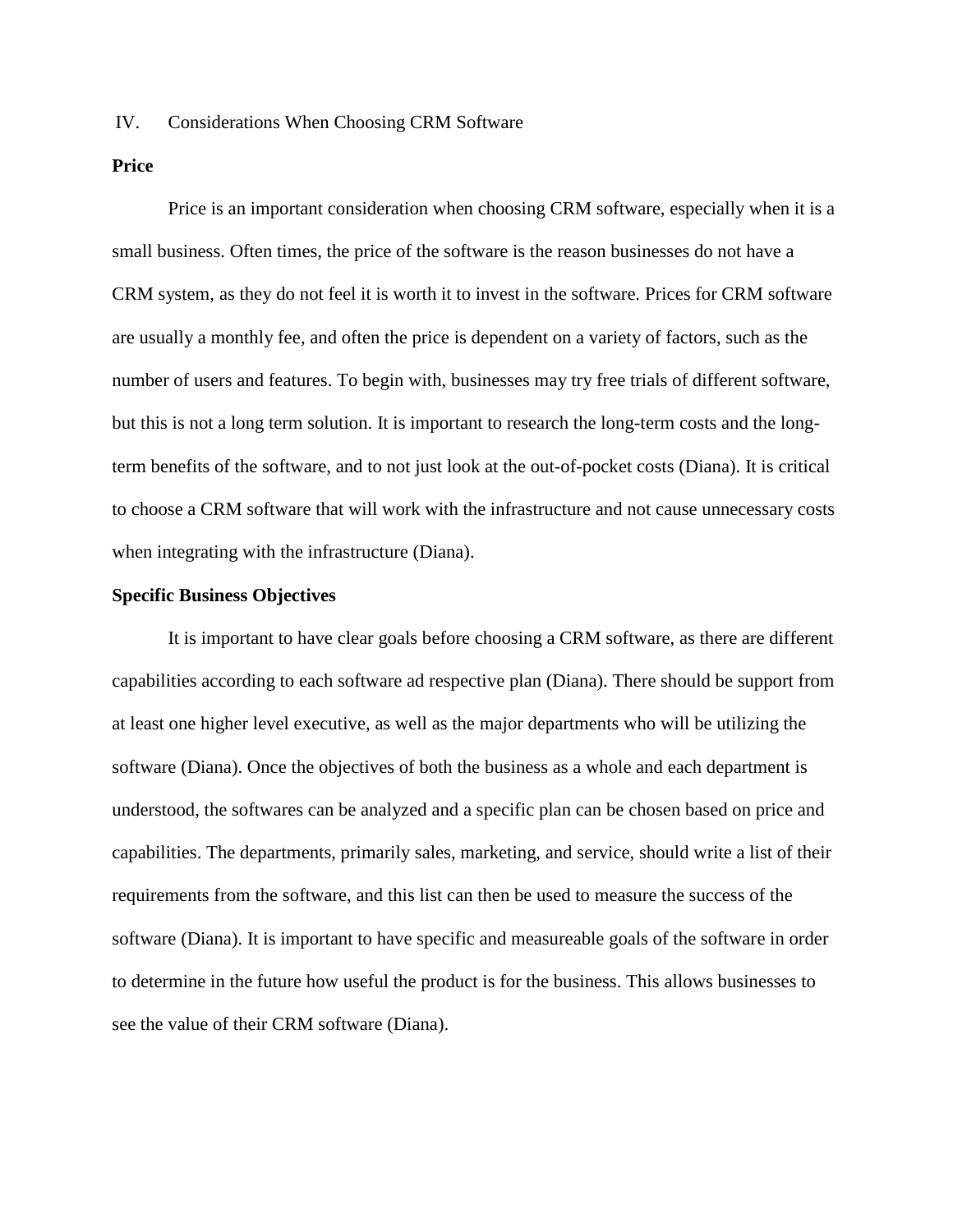## IV. Considerations When Choosing CRM Software

**Price**

Price is an important consideration when choosing CRM software, especially when it is a small business. Often times, the price of the software is the reason businesses do not have a CRM system, as they do not feel it is worth it to invest in the software. Prices for CRM software are usually a monthly fee, and often the price is dependent on a variety of factors, such as the number of users and features. To begin with, businesses may try free trials of different software, but this is not a long term solution. It is important to research the long-term costs and the long-term benefits of the software, and to not just look at the out-of-pocket costs (Diana). It is critical to choose a CRM software that will work with the infrastructure and not cause unnecessary costs when integrating with the infrastructure (Diana).

**Specific Business Objectives**

It is important to have clear goals before choosing a CRM software, as there are different capabilities according to each software ad respective plan (Diana). There should be support from at least one higher level executive, as well as the major departments who will be utilizing the software (Diana). Once the objectives of both the business as a whole and each department is understood, the softwares can be analyzed and a specific plan can be chosen based on price and capabilities. The departments, primarily sales, marketing, and service, should write a list of their requirements from the software, and this list can then be used to measure the success of the software (Diana). It is important to have specific and measureable goals of the software in order to determine in the future how useful the product is for the business. This allows businesses to see the value of their CRM software (Diana).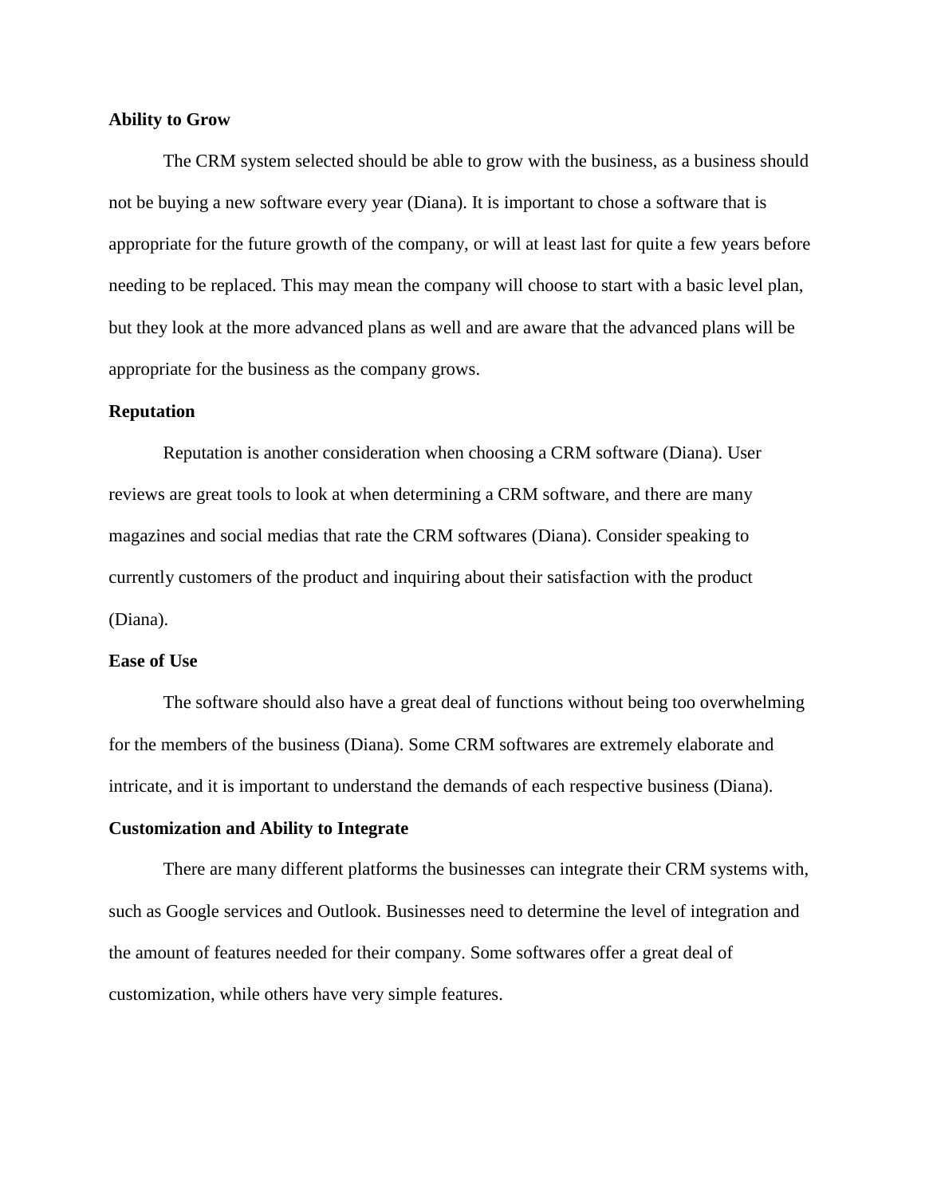**Ability to Grow**

The CRM system selected should be able to grow with the business, as a business should not be buying a new software every year (Diana). It is important to chose a software that is appropriate for the future growth of the company, or will at least last for quite a few years before needing to be replaced. This may mean the company will choose to start with a basic level plan, but they look at the more advanced plans as well and are aware that the advanced plans will be appropriate for the business as the company grows.

**Reputation**

Reputation is another consideration when choosing a CRM software (Diana). User reviews are great tools to look at when determining a CRM software, and there are many magazines and social medias that rate the CRM softwares (Diana). Consider speaking to currently customers of the product and inquiring about their satisfaction with the product (Diana).

**Ease of Use**

The software should also have a great deal of functions without being too overwhelming for the members of the business (Diana). Some CRM softwares are extremely elaborate and intricate, and it is important to understand the demands of each respective business (Diana).

**Customization and Ability to Integrate**

There are many different platforms the businesses can integrate their CRM systems with, such as Google services and Outlook. Businesses need to determine the level of integration and the amount of features needed for their company. Some softwares offer a great deal of customization, while others have very simple features.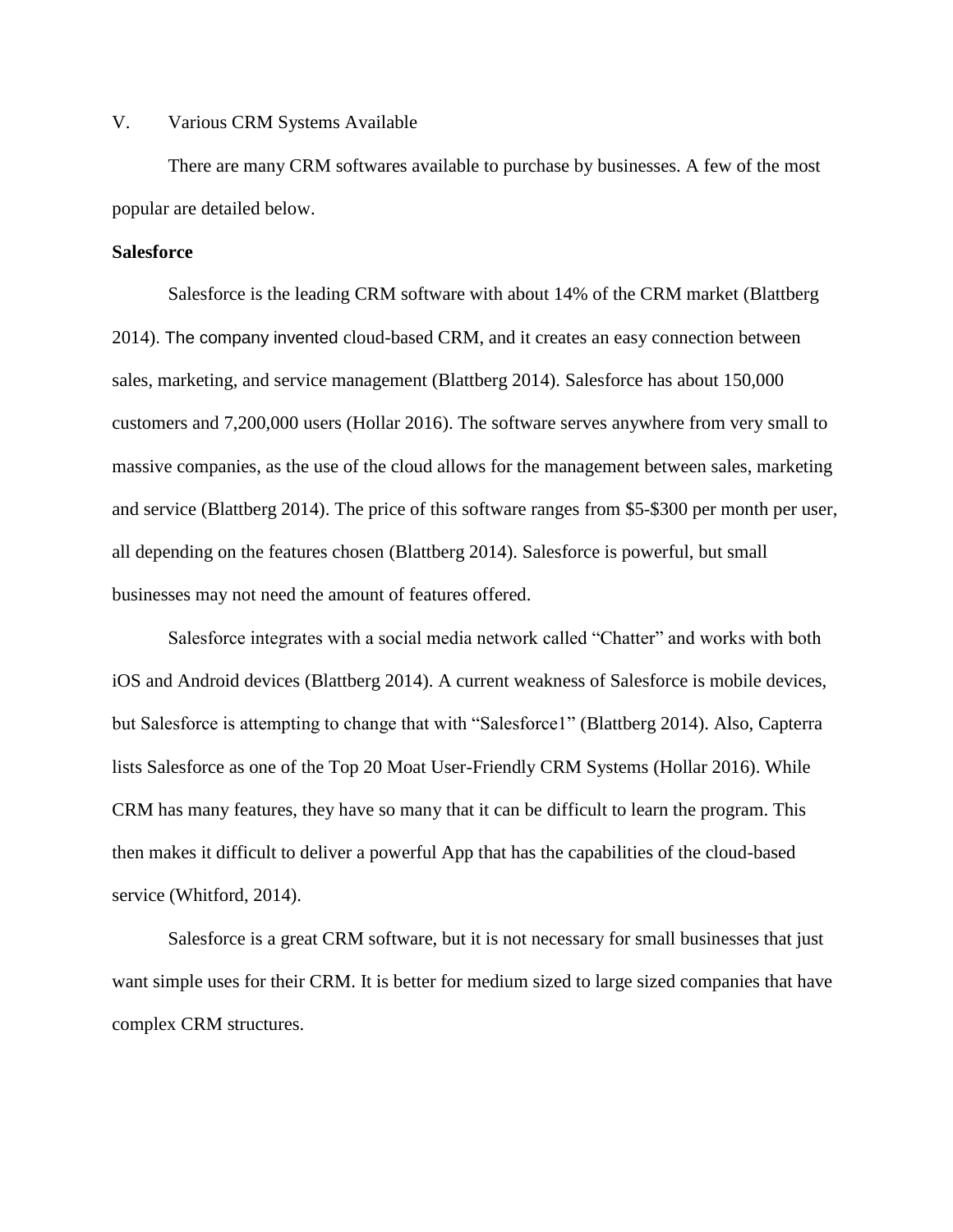V. Various CRM Systems Available

There are many CRM softwares available to purchase by businesses. A few of the most popular are detailed below.

**Salesforce**

Salesforce is the leading CRM software with about 14% of the CRM market (Blattberg 2014). The company invented cloud-based CRM, and it creates an easy connection between sales, marketing, and service management (Blattberg 2014). Salesforce has about 150,000 customers and 7,200,000 users (Hollar 2016). The software serves anywhere from very small to massive companies, as the use of the cloud allows for the management between sales, marketing and service (Blattberg 2014). The price of this software ranges from $5-$300 per month per user, all depending on the features chosen (Blattberg 2014). Salesforce is powerful, but small businesses may not need the amount of features offered.

Salesforce integrates with a social media network called "Chatter" and works with both iOS and Android devices (Blattberg 2014). A current weakness of Salesforce is mobile devices, but Salesforce is attempting to change that with "Salesforce1" (Blattberg 2014). Also, Capterra lists Salesforce as one of the Top 20 Moat User-Friendly CRM Systems (Hollar 2016). While CRM has many features, they have so many that it can be difficult to learn the program. This then makes it difficult to deliver a powerful App that has the capabilities of the cloud-based service (Whitford, 2014).

Salesforce is a great CRM software, but it is not necessary for small businesses that just want simple uses for their CRM. It is better for medium sized to large sized companies that have complex CRM structures.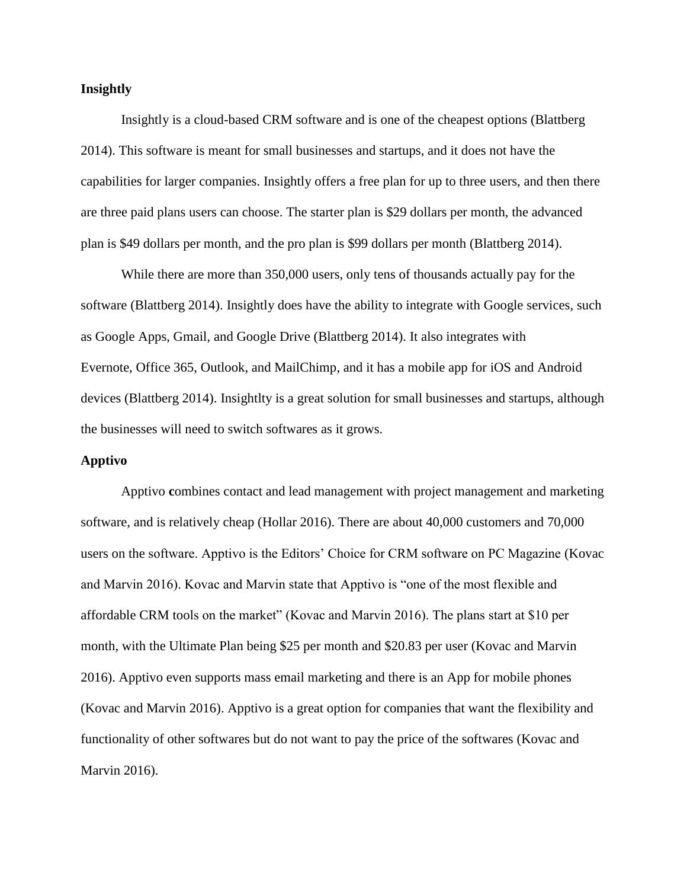**Insightly**

Insightly is a cloud-based CRM software and is one of the cheapest options (Blattberg 2014). This software is meant for small businesses and startups, and it does not have the capabilities for larger companies. Insightly offers a free plan for up to three users, and then there are three paid plans users can choose. The starter plan is $29 dollars per month, the advanced plan is $49 dollars per month, and the pro plan is $99 dollars per month (Blattberg 2014).

While there are more than 350,000 users, only tens of thousands actually pay for the software (Blattberg 2014). Insightly does have the ability to integrate with Google services, such as Google Apps, Gmail, and Google Drive (Blattberg 2014). It also integrates with Evernote, Office 365, Outlook, and MailChimp, and it has a mobile app for iOS and Android devices (Blattberg 2014). Insightlty is a great solution for small businesses and startups, although the businesses will need to switch softwares as it grows.

**Apptivo**

Apptivo **c**ombines contact and lead management with project management and marketing software, and is relatively cheap (Hollar 2016). There are about 40,000 customers and 70,000 users on the software. Apptivo is the Editors' Choice for CRM software on PC Magazine (Kovac and Marvin 2016). Kovac and Marvin state that Apptivo is "one of the most flexible and affordable CRM tools on the market" (Kovac and Marvin 2016). The plans start at $10 per month, with the Ultimate Plan being $25 per month and $20.83 per user (Kovac and Marvin 2016). Apptivo even supports mass email marketing and there is an App for mobile phones (Kovac and Marvin 2016). Apptivo is a great option for companies that want the flexibility and functionality of other softwares but do not want to pay the price of the softwares (Kovac and Marvin 2016).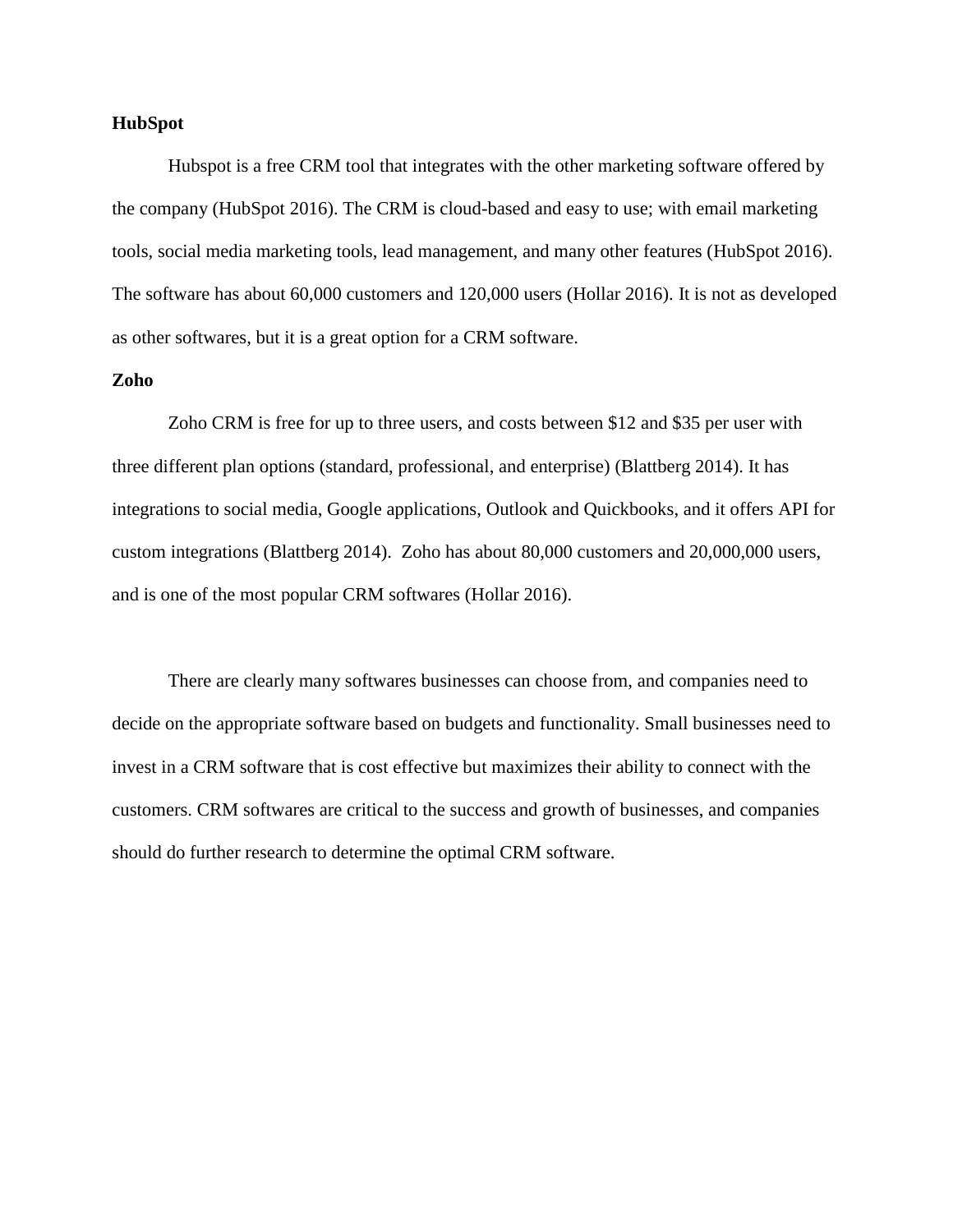**HubSpot**

Hubspot is a free CRM tool that integrates with the other marketing software offered by the company (HubSpot 2016). The CRM is cloud-based and easy to use; with email marketing tools, social media marketing tools, lead management, and many other features (HubSpot 2016). The software has about 60,000 customers and 120,000 users (Hollar 2016). It is not as developed as other softwares, but it is a great option for a CRM software.

**Zoho**

Zoho CRM is free for up to three users, and costs between $12 and $35 per user with three different plan options (standard, professional, and enterprise) (Blattberg 2014). It has integrations to social media, Google applications, Outlook and Quickbooks, and it offers API for custom integrations (Blattberg 2014). Zoho has about 80,000 customers and 20,000,000 users, and is one of the most popular CRM softwares (Hollar 2016).

There are clearly many softwares businesses can choose from, and companies need to decide on the appropriate software based on budgets and functionality. Small businesses need to invest in a CRM software that is cost effective but maximizes their ability to connect with the customers. CRM softwares are critical to the success and growth of businesses, and companies should do further research to determine the optimal CRM software.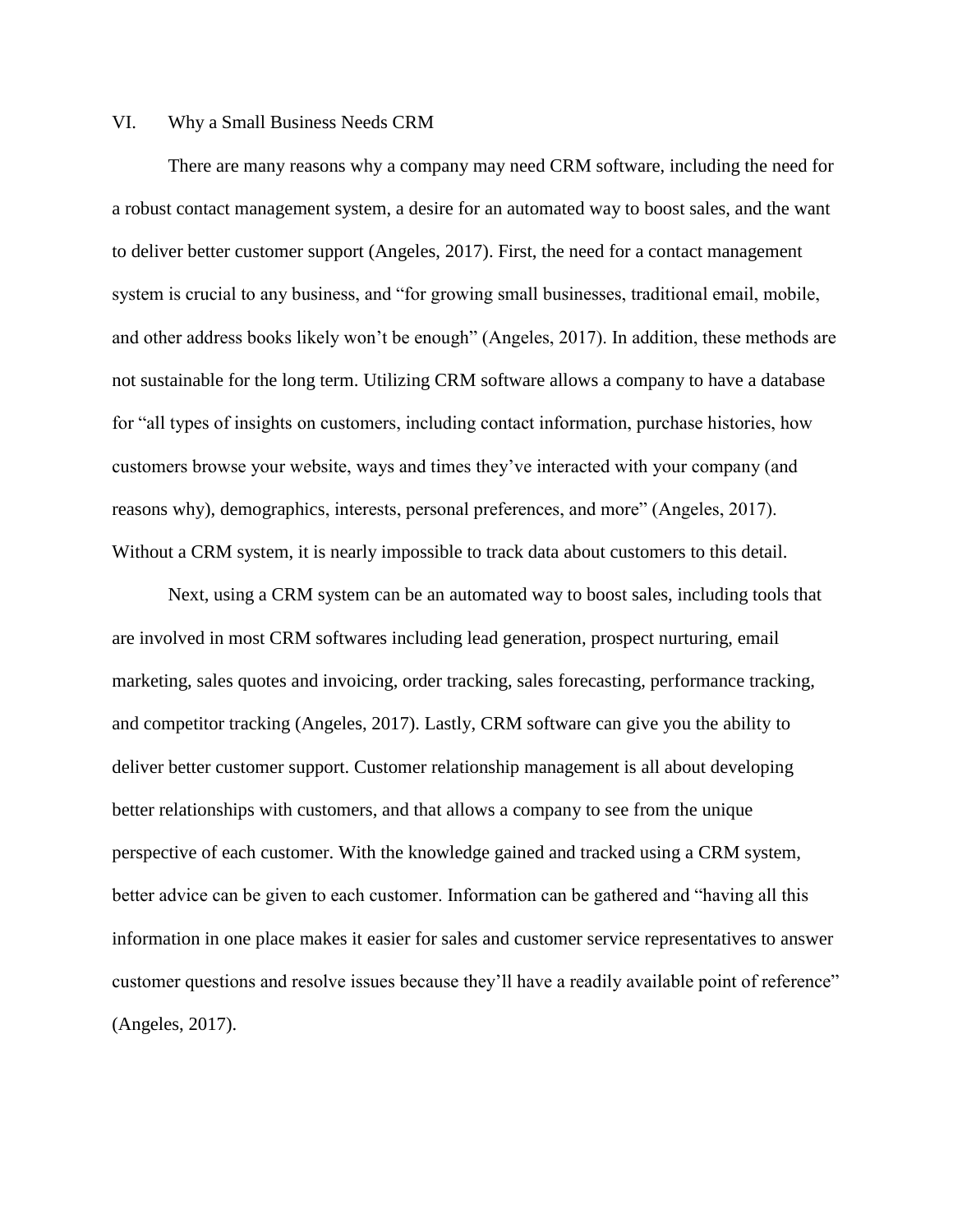## VI. Why a Small Business Needs CRM

There are many reasons why a company may need CRM software, including the need for a robust contact management system, a desire for an automated way to boost sales, and the want to deliver better customer support (Angeles, 2017). First, the need for a contact management system is crucial to any business, and "for growing small businesses, traditional email, mobile, and other address books likely won't be enough" (Angeles, 2017). In addition, these methods are not sustainable for the long term. Utilizing CRM software allows a company to have a database for "all types of insights on customers, including contact information, purchase histories, how customers browse your website, ways and times they've interacted with your company (and reasons why), demographics, interests, personal preferences, and more" (Angeles, 2017). Without a CRM system, it is nearly impossible to track data about customers to this detail.

Next, using a CRM system can be an automated way to boost sales, including tools that are involved in most CRM softwares including lead generation, prospect nurturing, email marketing, sales quotes and invoicing, order tracking, sales forecasting, performance tracking, and competitor tracking (Angeles, 2017). Lastly, CRM software can give you the ability to deliver better customer support. Customer relationship management is all about developing better relationships with customers, and that allows a company to see from the unique perspective of each customer. With the knowledge gained and tracked using a CRM system, better advice can be given to each customer. Information can be gathered and "having all this information in one place makes it easier for sales and customer service representatives to answer customer questions and resolve issues because they'll have a readily available point of reference" (Angeles, 2017).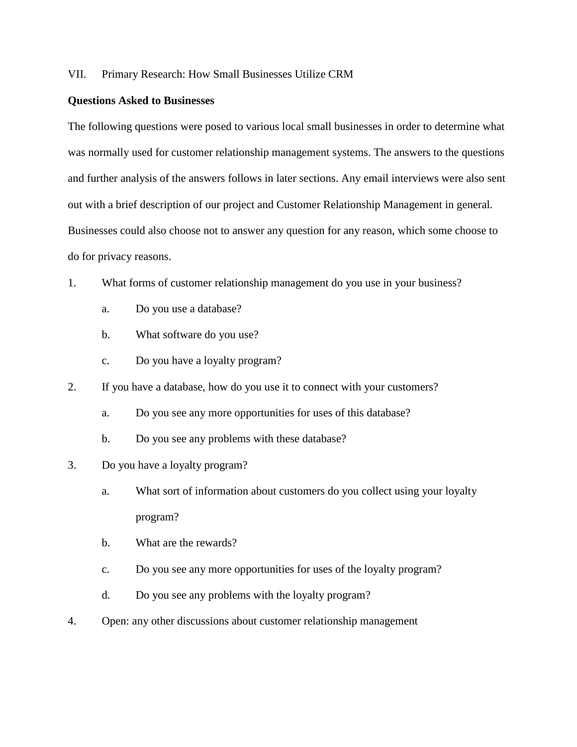## VII. Primary Research: How Small Businesses Utilize CRM

**Questions Asked to Businesses**

The following questions were posed to various local small businesses in order to determine what was normally used for customer relationship management systems. The answers to the questions and further analysis of the answers follows in later sections. Any email interviews were also sent out with a brief description of our project and Customer Relationship Management in general. Businesses could also choose not to answer any question for any reason, which some choose to do for privacy reasons.

1. What forms of customer relationship management do you use in your business?
    a. Do you use a database?
    b. What software do you use?
    c. Do you have a loyalty program?
2. If you have a database, how do you use it to connect with your customers?
    a. Do you see any more opportunities for uses of this database?
    b. Do you see any problems with these database?
3. Do you have a loyalty program?
    a. What sort of information about customers do you collect using your loyalty program?
    b. What are the rewards?
    c. Do you see any more opportunities for uses of the loyalty program?
    d. Do you see any problems with the loyalty program?
4. Open: any other discussions about customer relationship management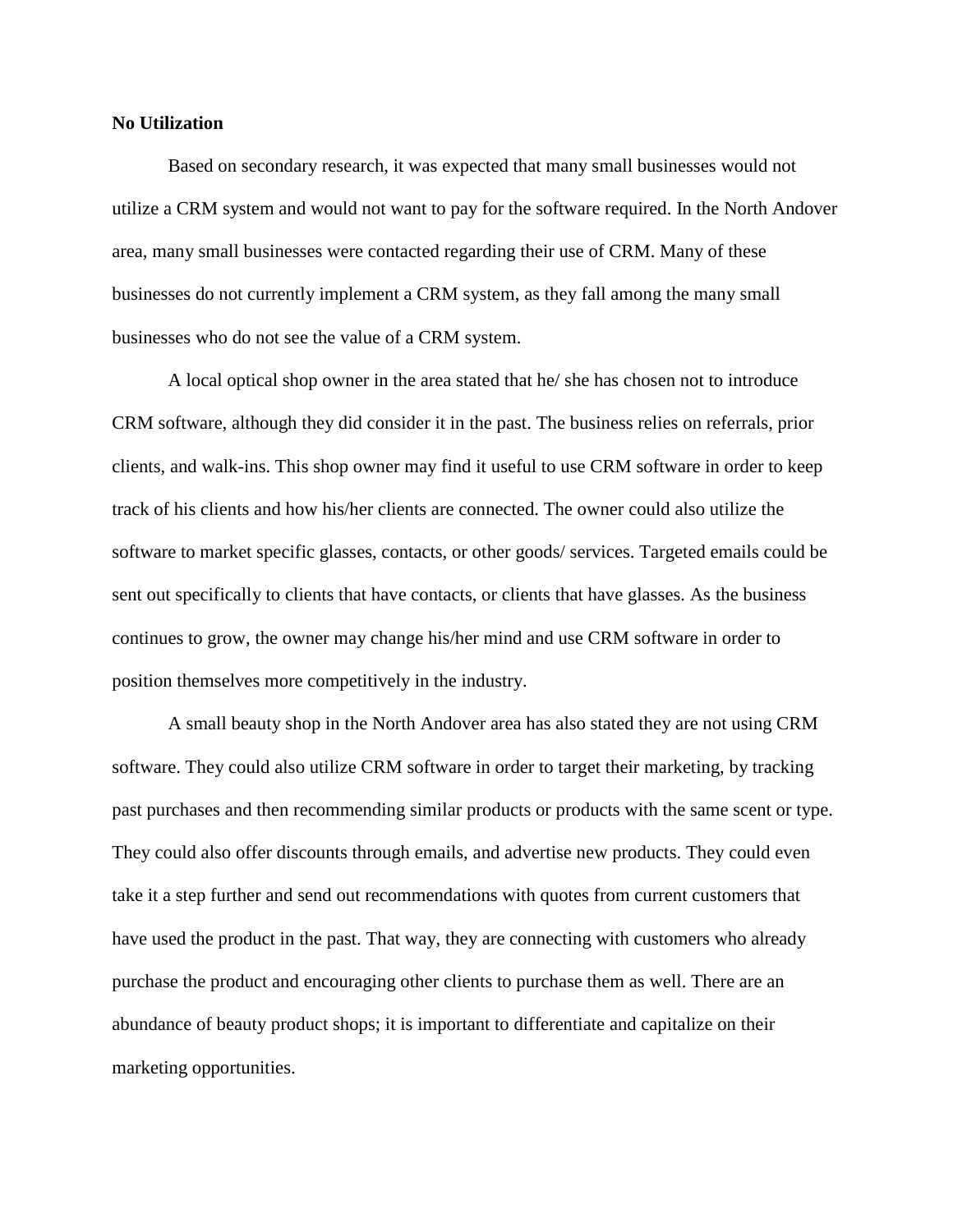**No Utilization**

Based on secondary research, it was expected that many small businesses would not utilize a CRM system and would not want to pay for the software required. In the North Andover area, many small businesses were contacted regarding their use of CRM. Many of these businesses do not currently implement a CRM system, as they fall among the many small businesses who do not see the value of a CRM system.

A local optical shop owner in the area stated that he/ she has chosen not to introduce CRM software, although they did consider it in the past. The business relies on referrals, prior clients, and walk-ins. This shop owner may find it useful to use CRM software in order to keep track of his clients and how his/her clients are connected. The owner could also utilize the software to market specific glasses, contacts, or other goods/ services. Targeted emails could be sent out specifically to clients that have contacts, or clients that have glasses. As the business continues to grow, the owner may change his/her mind and use CRM software in order to position themselves more competitively in the industry.

A small beauty shop in the North Andover area has also stated they are not using CRM software. They could also utilize CRM software in order to target their marketing, by tracking past purchases and then recommending similar products or products with the same scent or type. They could also offer discounts through emails, and advertise new products. They could even take it a step further and send out recommendations with quotes from current customers that have used the product in the past. That way, they are connecting with customers who already purchase the product and encouraging other clients to purchase them as well. There are an abundance of beauty product shops; it is important to differentiate and capitalize on their marketing opportunities.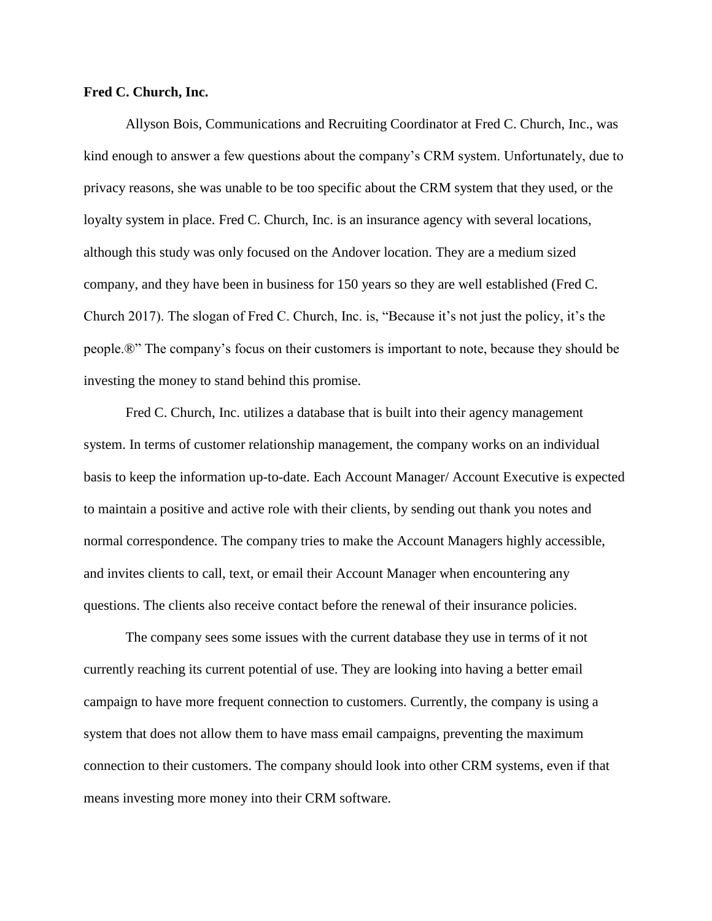**Fred C. Church, Inc.**

Allyson Bois, Communications and Recruiting Coordinator at Fred C. Church, Inc., was kind enough to answer a few questions about the company's CRM system. Unfortunately, due to privacy reasons, she was unable to be too specific about the CRM system that they used, or the loyalty system in place. Fred C. Church, Inc. is an insurance agency with several locations, although this study was only focused on the Andover location. They are a medium sized company, and they have been in business for 150 years so they are well established (Fred C. Church 2017). The slogan of Fred C. Church, Inc. is, "Because it's not just the policy, it's the people.®" The company's focus on their customers is important to note, because they should be investing the money to stand behind this promise.

Fred C. Church, Inc. utilizes a database that is built into their agency management system. In terms of customer relationship management, the company works on an individual basis to keep the information up-to-date. Each Account Manager/ Account Executive is expected to maintain a positive and active role with their clients, by sending out thank you notes and normal correspondence. The company tries to make the Account Managers highly accessible, and invites clients to call, text, or email their Account Manager when encountering any questions. The clients also receive contact before the renewal of their insurance policies.

The company sees some issues with the current database they use in terms of it not currently reaching its current potential of use. They are looking into having a better email campaign to have more frequent connection to customers. Currently, the company is using a system that does not allow them to have mass email campaigns, preventing the maximum connection to their customers. The company should look into other CRM systems, even if that means investing more money into their CRM software.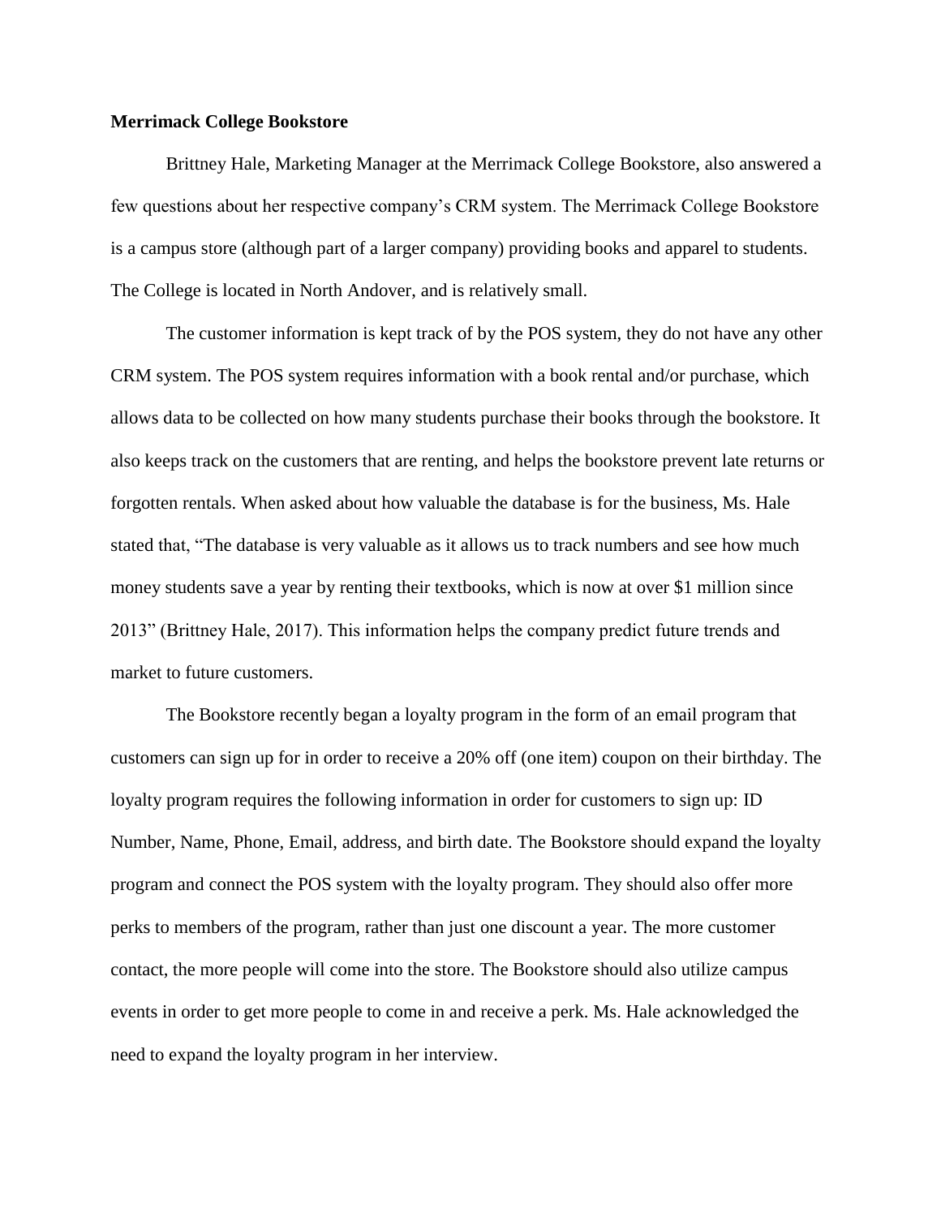**Merrimack College Bookstore**

Brittney Hale, Marketing Manager at the Merrimack College Bookstore, also answered a few questions about her respective company's CRM system. The Merrimack College Bookstore is a campus store (although part of a larger company) providing books and apparel to students. The College is located in North Andover, and is relatively small.

The customer information is kept track of by the POS system, they do not have any other CRM system. The POS system requires information with a book rental and/or purchase, which allows data to be collected on how many students purchase their books through the bookstore. It also keeps track on the customers that are renting, and helps the bookstore prevent late returns or forgotten rentals. When asked about how valuable the database is for the business, Ms. Hale stated that, "The database is very valuable as it allows us to track numbers and see how much money students save a year by renting their textbooks, which is now at over $1 million since 2013" (Brittney Hale, 2017). This information helps the company predict future trends and market to future customers.

The Bookstore recently began a loyalty program in the form of an email program that customers can sign up for in order to receive a 20% off (one item) coupon on their birthday. The loyalty program requires the following information in order for customers to sign up: ID Number, Name, Phone, Email, address, and birth date. The Bookstore should expand the loyalty program and connect the POS system with the loyalty program. They should also offer more perks to members of the program, rather than just one discount a year. The more customer contact, the more people will come into the store. The Bookstore should also utilize campus events in order to get more people to come in and receive a perk. Ms. Hale acknowledged the need to expand the loyalty program in her interview.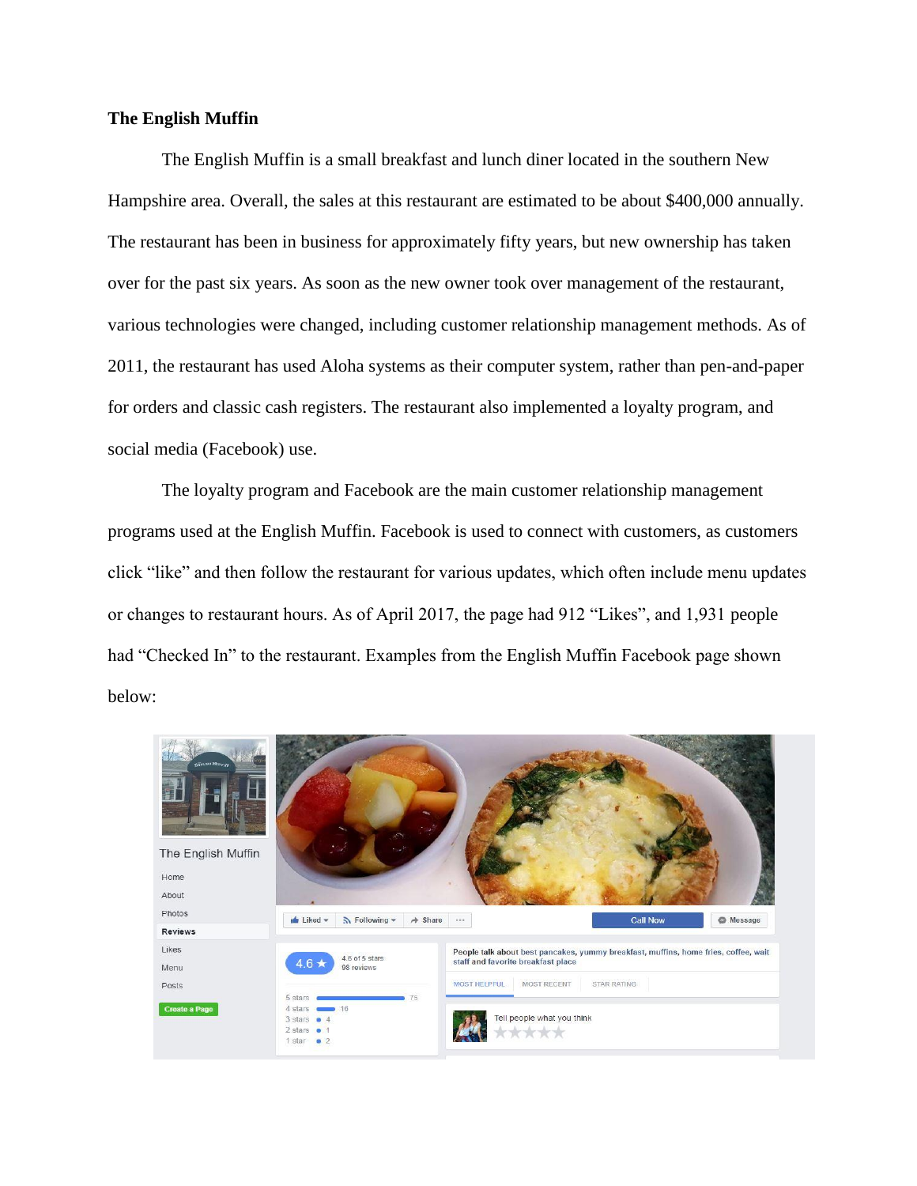**The English Muffin**

The English Muffin is a small breakfast and lunch diner located in the southern New Hampshire area. Overall, the sales at this restaurant are estimated to be about $400,000 annually. The restaurant has been in business for approximately fifty years, but new ownership has taken over for the past six years. As soon as the new owner took over management of the restaurant, various technologies were changed, including customer relationship management methods. As of 2011, the restaurant has used Aloha systems as their computer system, rather than pen-and-paper for orders and classic cash registers. The restaurant also implemented a loyalty program, and social media (Facebook) use.

The loyalty program and Facebook are the main customer relationship management programs used at the English Muffin. Facebook is used to connect with customers, as customers click "like" and then follow the restaurant for various updates, which often include menu updates or changes to restaurant hours. As of April 2017, the page had 912 "Likes", and 1,931 people had "Checked In" to the restaurant. Examples from the English Muffin Facebook page shown below: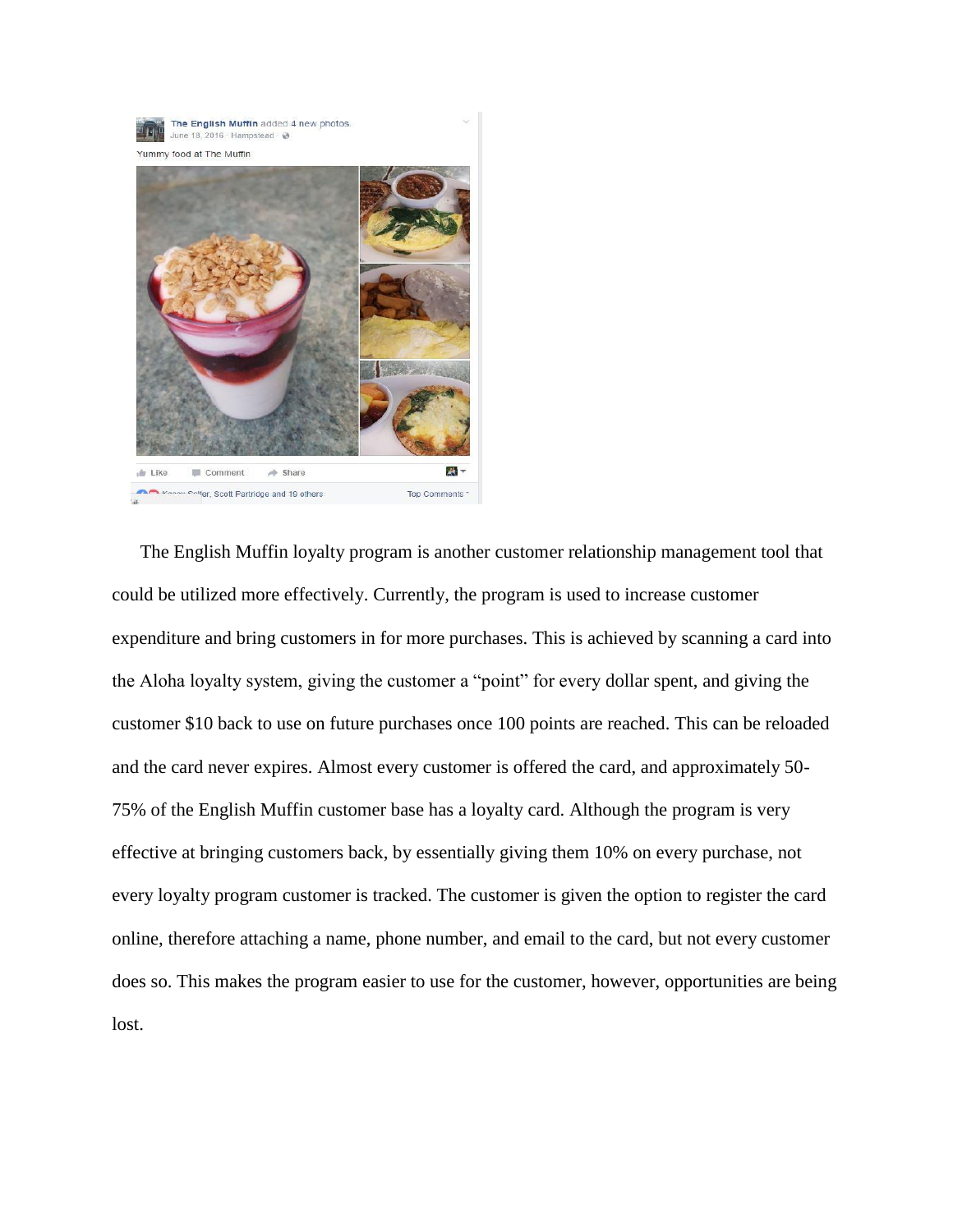The English Muffin loyalty program is another customer relationship management tool that could be utilized more effectively. Currently, the program is used to increase customer expenditure and bring customers in for more purchases. This is achieved by scanning a card into the Aloha loyalty system, giving the customer a "point" for every dollar spent, and giving the customer $10 back to use on future purchases once 100 points are reached. This can be reloaded and the card never expires. Almost every customer is offered the card, and approximately 50-75% of the English Muffin customer base has a loyalty card. Although the program is very effective at bringing customers back, by essentially giving them 10% on every purchase, not every loyalty program customer is tracked. The customer is given the option to register the card online, therefore attaching a name, phone number, and email to the card, but not every customer does so. This makes the program easier to use for the customer, however, opportunities are being lost.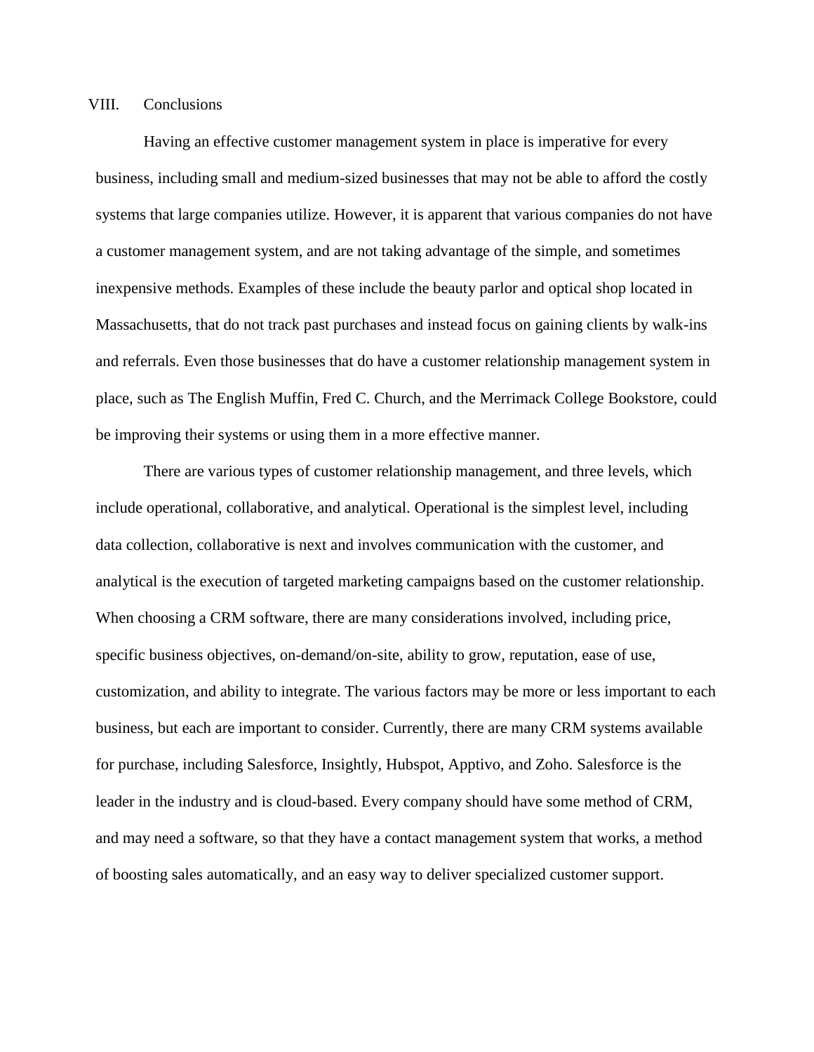## VIII. Conclusions

Having an effective customer management system in place is imperative for every business, including small and medium-sized businesses that may not be able to afford the costly systems that large companies utilize. However, it is apparent that various companies do not have a customer management system, and are not taking advantage of the simple, and sometimes inexpensive methods. Examples of these include the beauty parlor and optical shop located in Massachusetts, that do not track past purchases and instead focus on gaining clients by walk-ins and referrals. Even those businesses that do have a customer relationship management system in place, such as The English Muffin, Fred C. Church, and the Merrimack College Bookstore, could be improving their systems or using them in a more effective manner.

There are various types of customer relationship management, and three levels, which include operational, collaborative, and analytical. Operational is the simplest level, including data collection, collaborative is next and involves communication with the customer, and analytical is the execution of targeted marketing campaigns based on the customer relationship. When choosing a CRM software, there are many considerations involved, including price, specific business objectives, on-demand/on-site, ability to grow, reputation, ease of use, customization, and ability to integrate. The various factors may be more or less important to each business, but each are important to consider. Currently, there are many CRM systems available for purchase, including Salesforce, Insightly, Hubspot, Apptivo, and Zoho. Salesforce is the leader in the industry and is cloud-based. Every company should have some method of CRM, and may need a software, so that they have a contact management system that works, a method of boosting sales automatically, and an easy way to deliver specialized customer support.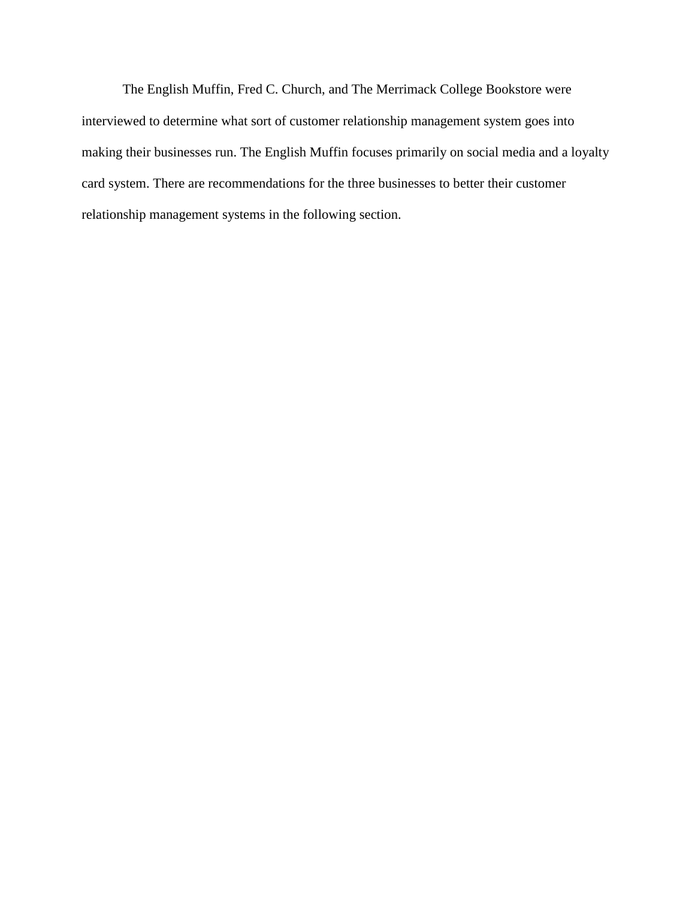The English Muffin, Fred C. Church, and The Merrimack College Bookstore were interviewed to determine what sort of customer relationship management system goes into making their businesses run. The English Muffin focuses primarily on social media and a loyalty card system. There are recommendations for the three businesses to better their customer relationship management systems in the following section.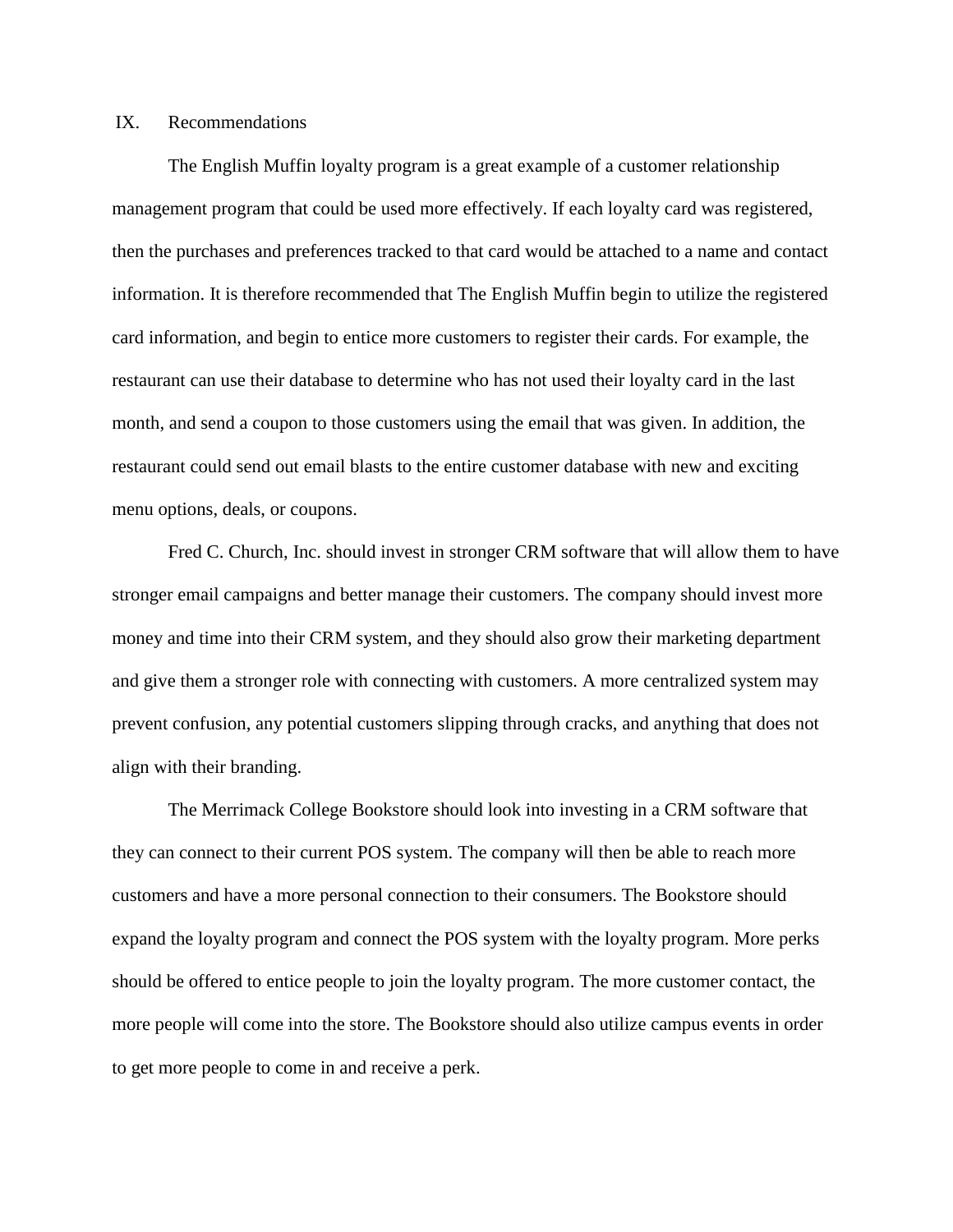## IX. Recommendations

The English Muffin loyalty program is a great example of a customer relationship management program that could be used more effectively. If each loyalty card was registered, then the purchases and preferences tracked to that card would be attached to a name and contact information. It is therefore recommended that The English Muffin begin to utilize the registered card information, and begin to entice more customers to register their cards. For example, the restaurant can use their database to determine who has not used their loyalty card in the last month, and send a coupon to those customers using the email that was given. In addition, the restaurant could send out email blasts to the entire customer database with new and exciting menu options, deals, or coupons.

Fred C. Church, Inc. should invest in stronger CRM software that will allow them to have stronger email campaigns and better manage their customers. The company should invest more money and time into their CRM system, and they should also grow their marketing department and give them a stronger role with connecting with customers. A more centralized system may prevent confusion, any potential customers slipping through cracks, and anything that does not align with their branding.

The Merrimack College Bookstore should look into investing in a CRM software that they can connect to their current POS system. The company will then be able to reach more customers and have a more personal connection to their consumers. The Bookstore should expand the loyalty program and connect the POS system with the loyalty program. More perks should be offered to entice people to join the loyalty program. The more customer contact, the more people will come into the store. The Bookstore should also utilize campus events in order to get more people to come in and receive a perk.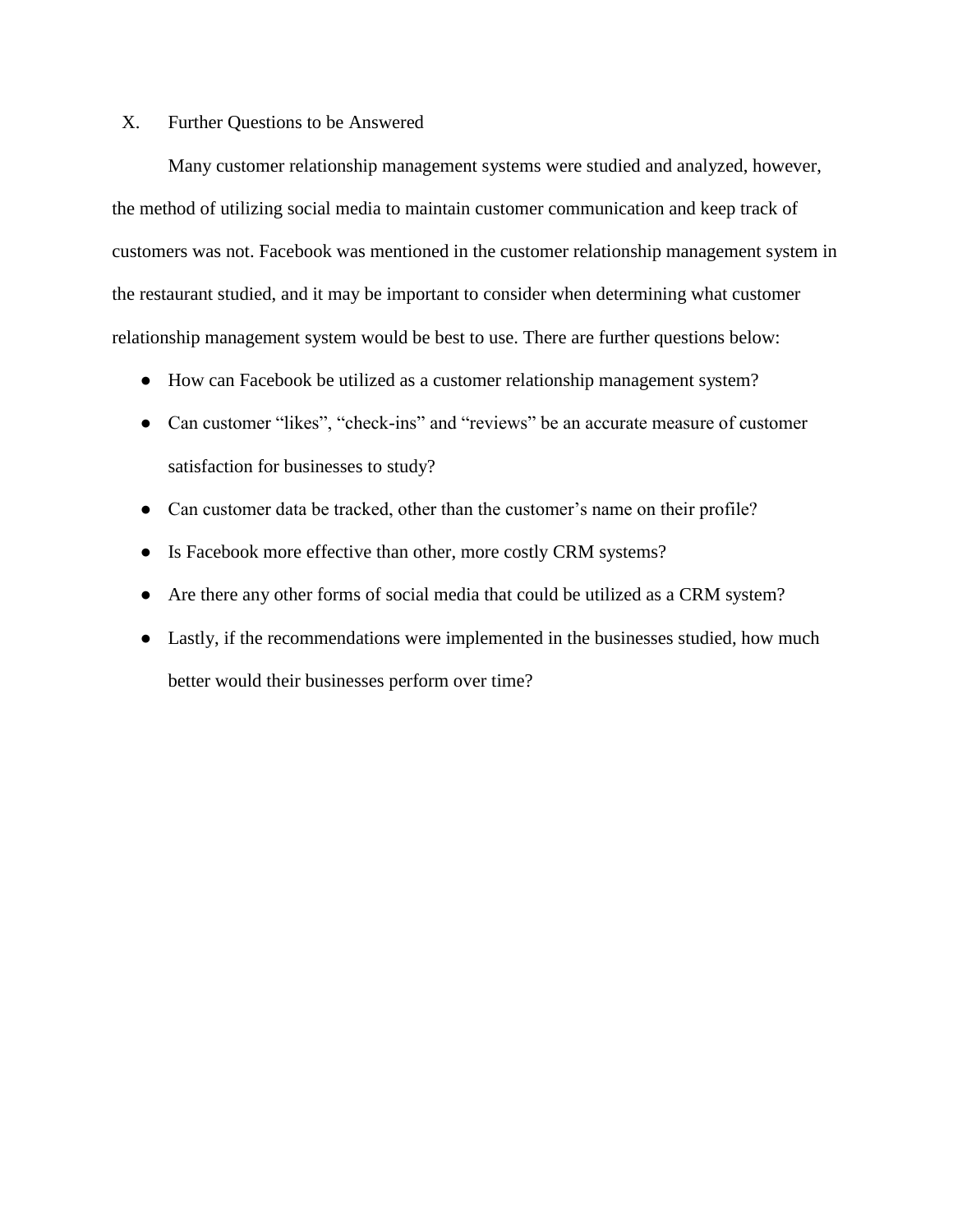## X. Further Questions to be Answered

Many customer relationship management systems were studied and analyzed, however, the method of utilizing social media to maintain customer communication and keep track of customers was not. Facebook was mentioned in the customer relationship management system in the restaurant studied, and it may be important to consider when determining what customer relationship management system would be best to use. There are further questions below:

- How can Facebook be utilized as a customer relationship management system?
- Can customer "likes", "check-ins" and "reviews" be an accurate measure of customer satisfaction for businesses to study?
- Can customer data be tracked, other than the customer's name on their profile?
- Is Facebook more effective than other, more costly CRM systems?
- Are there any other forms of social media that could be utilized as a CRM system?
- Lastly, if the recommendations were implemented in the businesses studied, how much better would their businesses perform over time?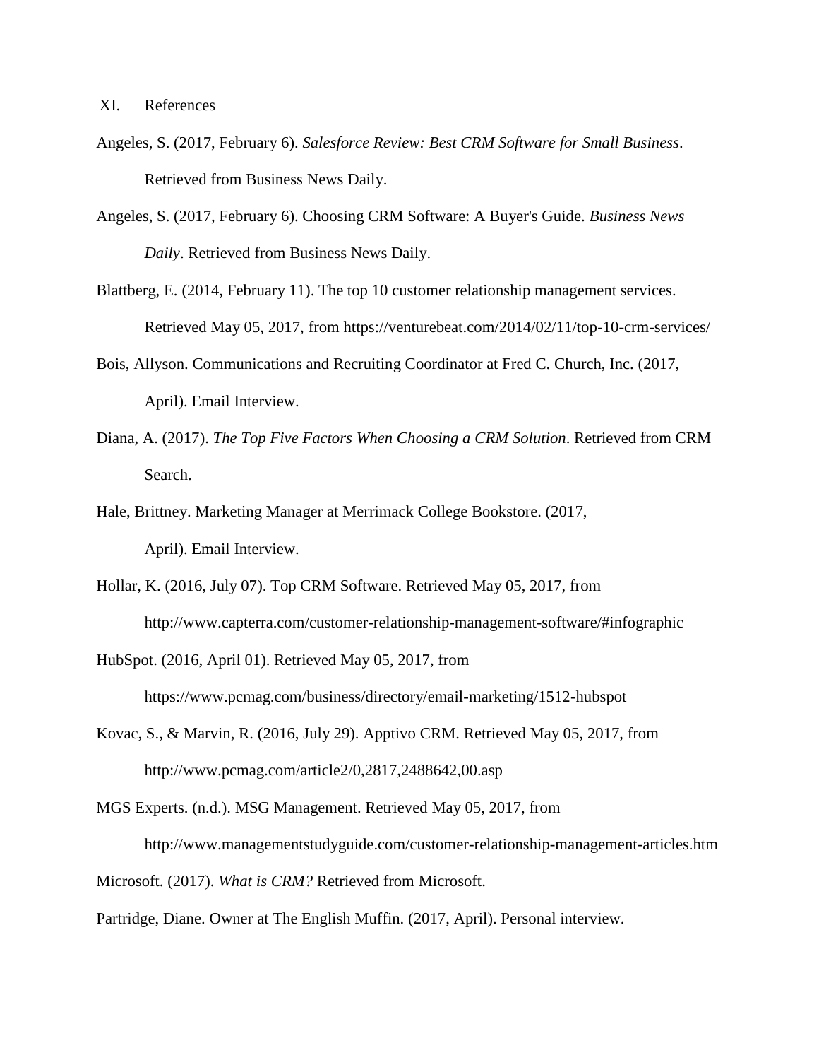## XI. References

Angeles, S. (2017, February 6). *Salesforce Review: Best CRM Software for Small Business*. Retrieved from Business News Daily.

Angeles, S. (2017, February 6). Choosing CRM Software: A Buyer's Guide. *Business News Daily*. Retrieved from Business News Daily.

Blattberg, E. (2014, February 11). The top 10 customer relationship management services. Retrieved May 05, 2017, from https://venturebeat.com/2014/02/11/top-10-crm-services/

Bois, Allyson. Communications and Recruiting Coordinator at Fred C. Church, Inc. (2017, April). Email Interview.

Diana, A. (2017). *The Top Five Factors When Choosing a CRM Solution*. Retrieved from CRM Search.

Hale, Brittney. Marketing Manager at Merrimack College Bookstore. (2017, April). Email Interview.

Hollar, K. (2016, July 07). Top CRM Software. Retrieved May 05, 2017, from http://www.capterra.com/customer-relationship-management-software/#infographic

HubSpot. (2016, April 01). Retrieved May 05, 2017, from https://www.pcmag.com/business/directory/email-marketing/1512-hubspot

Kovac, S., & Marvin, R. (2016, July 29). Apptivo CRM. Retrieved May 05, 2017, from http://www.pcmag.com/article2/0,2817,2488642,00.asp

MGS Experts. (n.d.). MSG Management. Retrieved May 05, 2017, from http://www.managementstudyguide.com/customer-relationship-management-articles.htm

Microsoft. (2017). *What is CRM?* Retrieved from Microsoft.

Partridge, Diane. Owner at The English Muffin. (2017, April). Personal interview.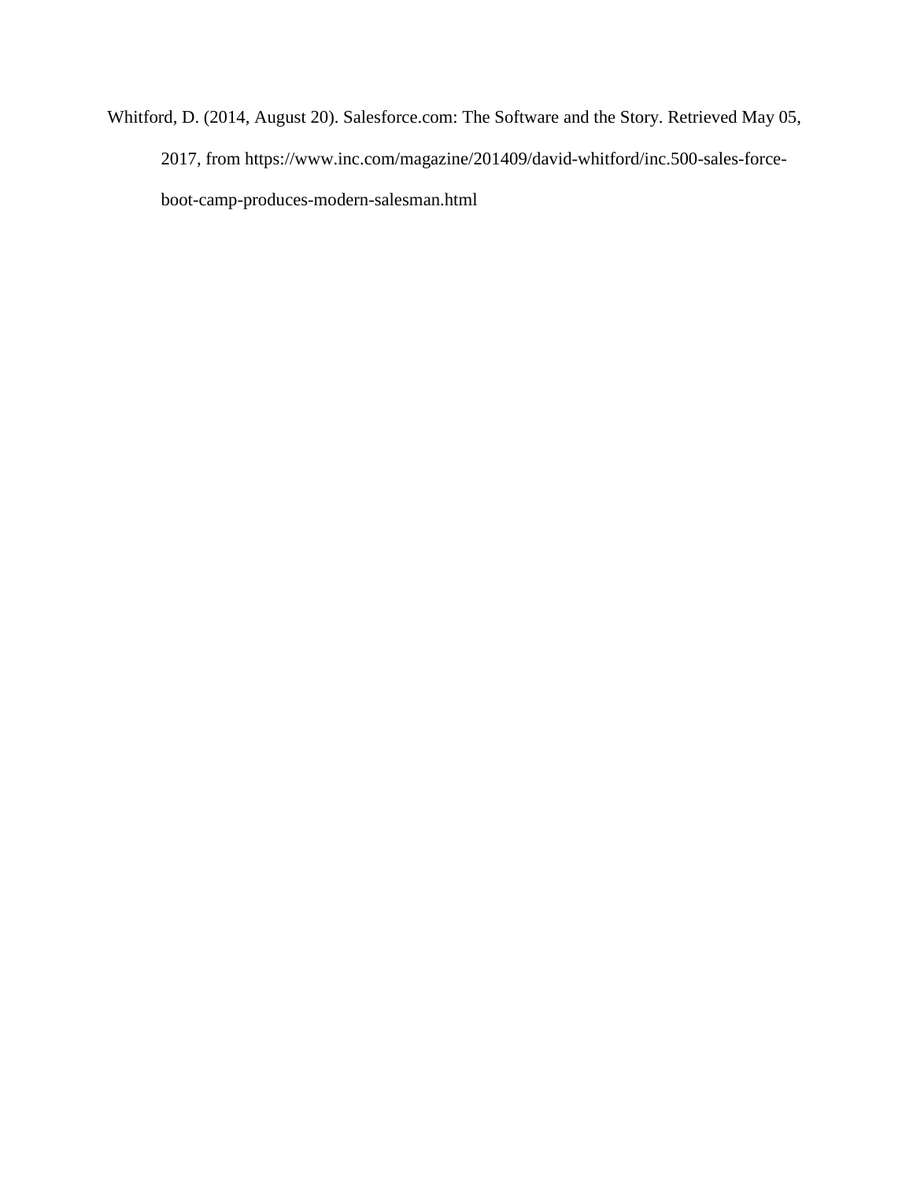Whitford, D. (2014, August 20). Salesforce.com: The Software and the Story. Retrieved May 05, 2017, from https://www.inc.com/magazine/201409/david-whitford/inc.500-sales-force-boot-camp-produces-modern-salesman.html